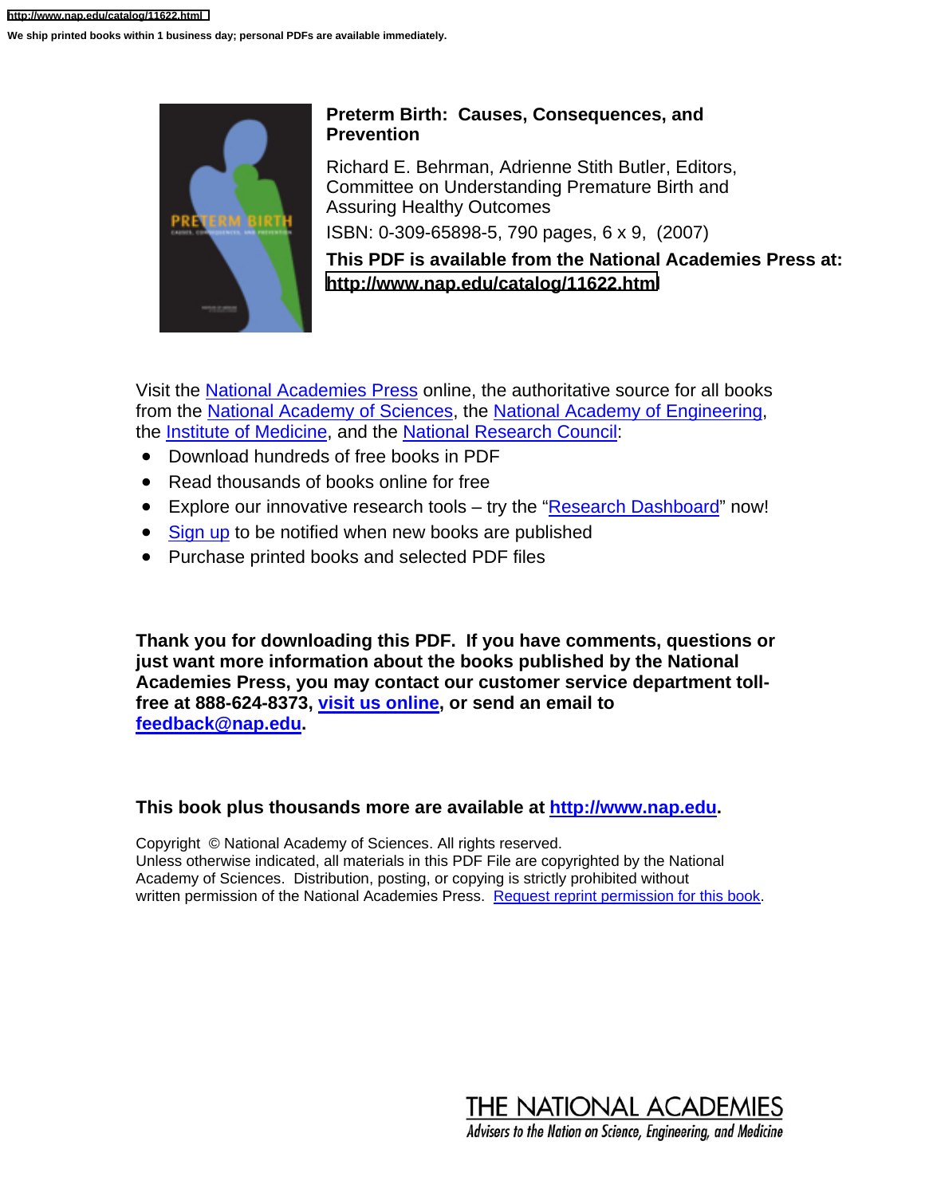http://www.nap.edu/catalog/11622.html

We ship printed books within 1 business day; personal PDFs are available immediately.

**Preterm Birth: Causes, Consequences, and Prevention**

Richard E. Behrman, Adrienne Stith Butler, Editors, Committee on Understanding Premature Birth and Assuring Healthy Outcomes

ISBN: 0-309-65898-5, 790 pages, 6 x 9, (2007)

**This PDF is available from the National Academies Press at: http://www.nap.edu/catalog/11622.html**

Visit the National Academies Press online, the authoritative source for all books from the National Academy of Sciences, the National Academy of Engineering, the Institute of Medicine, and the National Research Council:

- Download hundreds of free books in PDF
- Read thousands of books online for free
- Explore our innovative research tools – try the "Research Dashboard" now!
- Sign up to be notified when new books are published
- Purchase printed books and selected PDF files

**Thank you for downloading this PDF. If you have comments, questions or just want more information about the books published by the National Academies Press, you may contact our customer service department toll-free at 888-624-8373, visit us online, or send an email to feedback@nap.edu.**

**This book plus thousands more are available at http://www.nap.edu.**

Copyright © National Academy of Sciences. All rights reserved.
Unless otherwise indicated, all materials in this PDF File are copyrighted by the National Academy of Sciences. Distribution, posting, or copying is strictly prohibited without written permission of the National Academies Press. Request reprint permission for this book.

THE NATIONAL ACADEMIES
*Advisers to the Nation on Science, Engineering, and Medicine*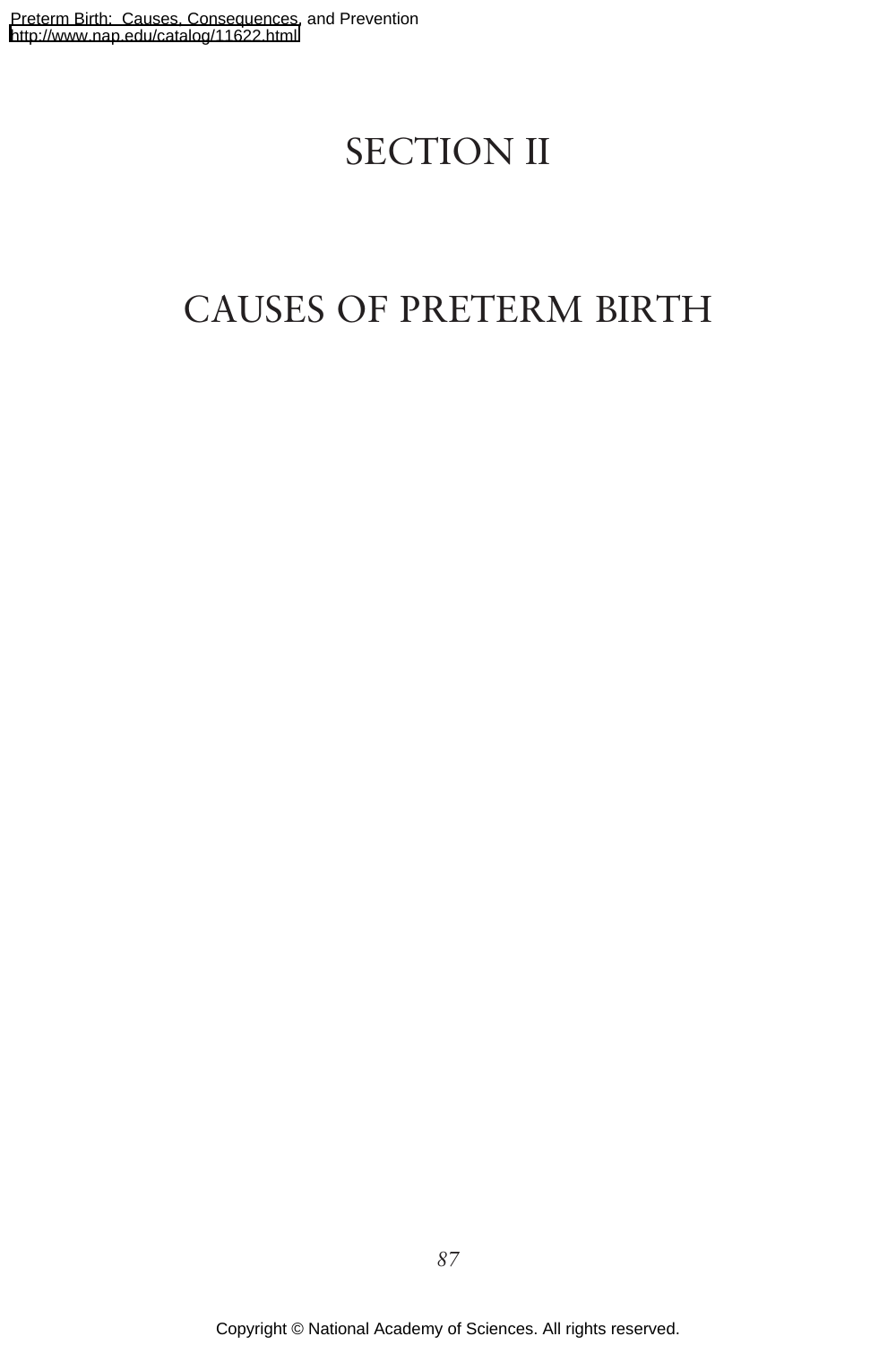# SECTION II

# CAUSES OF PRETERM BIRTH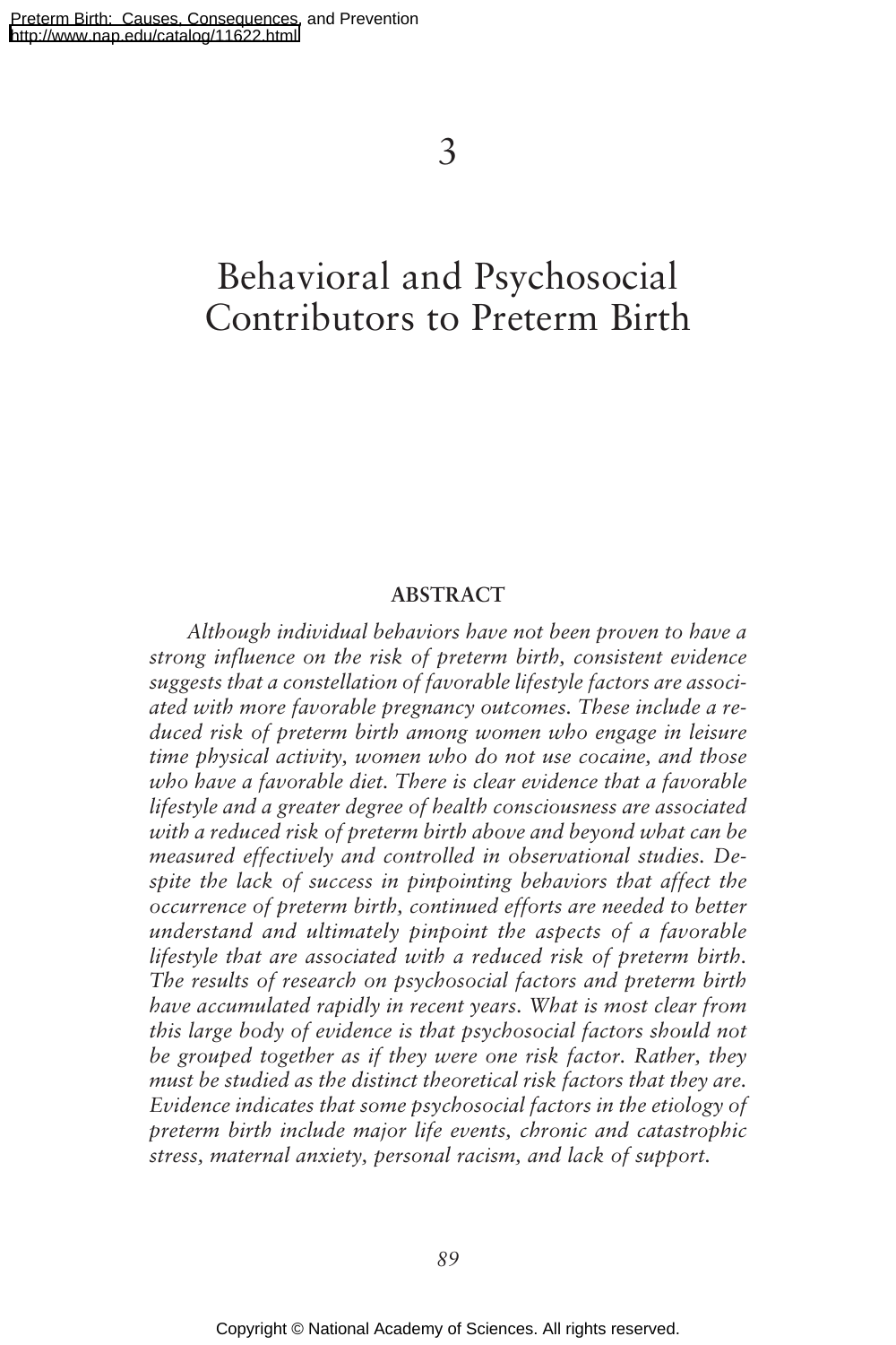# 3

# Behavioral and Psychosocial Contributors to Preterm Birth

## ABSTRACT

*Although individual behaviors have not been proven to have a strong influence on the risk of preterm birth, consistent evidence suggests that a constellation of favorable lifestyle factors are associated with more favorable pregnancy outcomes. These include a reduced risk of preterm birth among women who engage in leisure time physical activity, women who do not use cocaine, and those who have a favorable diet. There is clear evidence that a favorable lifestyle and a greater degree of health consciousness are associated with a reduced risk of preterm birth above and beyond what can be measured effectively and controlled in observational studies. Despite the lack of success in pinpointing behaviors that affect the occurrence of preterm birth, continued efforts are needed to better understand and ultimately pinpoint the aspects of a favorable lifestyle that are associated with a reduced risk of preterm birth. The results of research on psychosocial factors and preterm birth have accumulated rapidly in recent years. What is most clear from this large body of evidence is that psychosocial factors should not be grouped together as if they were one risk factor. Rather, they must be studied as the distinct theoretical risk factors that they are. Evidence indicates that some psychosocial factors in the etiology of preterm birth include major life events, chronic and catastrophic stress, maternal anxiety, personal racism, and lack of support.*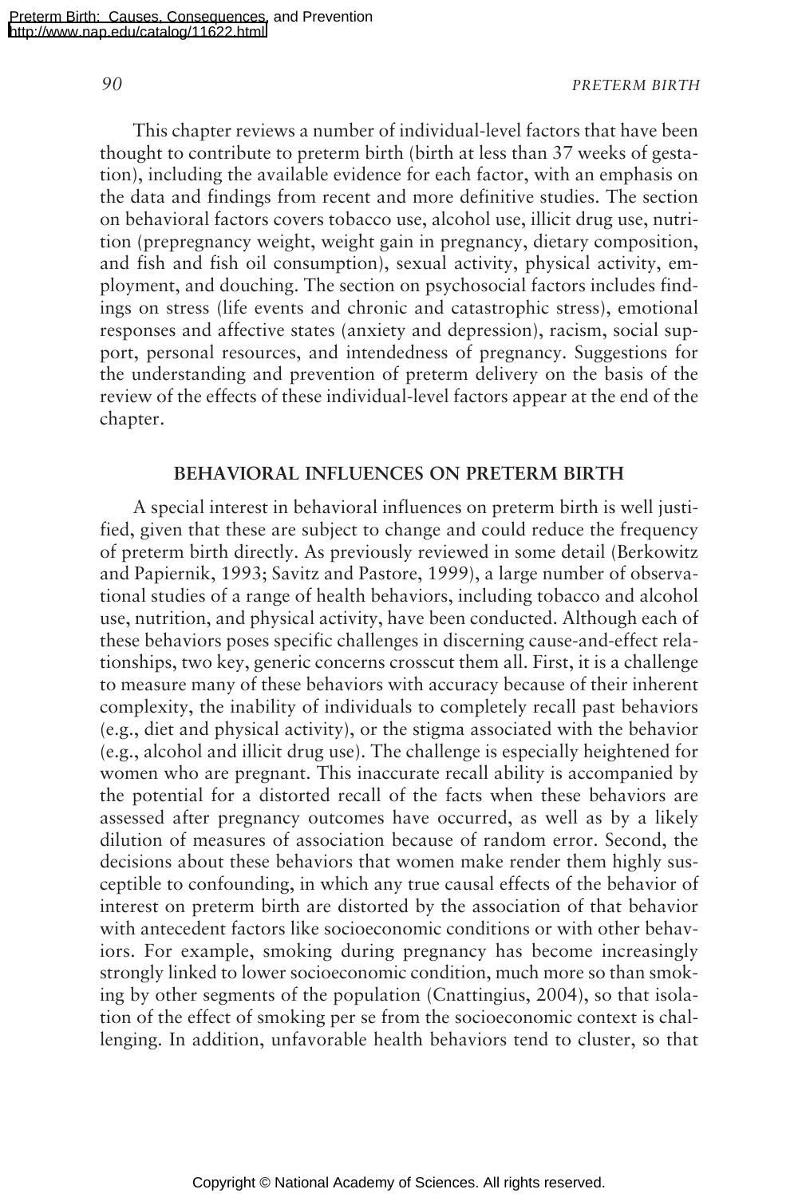This chapter reviews a number of individual-level factors that have been thought to contribute to preterm birth (birth at less than 37 weeks of gestation), including the available evidence for each factor, with an emphasis on the data and findings from recent and more definitive studies. The section on behavioral factors covers tobacco use, alcohol use, illicit drug use, nutrition (prepregnancy weight, weight gain in pregnancy, dietary composition, and fish and fish oil consumption), sexual activity, physical activity, employment, and douching. The section on psychosocial factors includes findings on stress (life events and chronic and catastrophic stress), emotional responses and affective states (anxiety and depression), racism, social support, personal resources, and intendedness of pregnancy. Suggestions for the understanding and prevention of preterm delivery on the basis of the review of the effects of these individual-level factors appear at the end of the chapter.

## BEHAVIORAL INFLUENCES ON PRETERM BIRTH

A special interest in behavioral influences on preterm birth is well justified, given that these are subject to change and could reduce the frequency of preterm birth directly. As previously reviewed in some detail (Berkowitz and Papiernik, 1993; Savitz and Pastore, 1999), a large number of observational studies of a range of health behaviors, including tobacco and alcohol use, nutrition, and physical activity, have been conducted. Although each of these behaviors poses specific challenges in discerning cause-and-effect relationships, two key, generic concerns crosscut them all. First, it is a challenge to measure many of these behaviors with accuracy because of their inherent complexity, the inability of individuals to completely recall past behaviors (e.g., diet and physical activity), or the stigma associated with the behavior (e.g., alcohol and illicit drug use). The challenge is especially heightened for women who are pregnant. This inaccurate recall ability is accompanied by the potential for a distorted recall of the facts when these behaviors are assessed after pregnancy outcomes have occurred, as well as by a likely dilution of measures of association because of random error. Second, the decisions about these behaviors that women make render them highly susceptible to confounding, in which any true causal effects of the behavior of interest on preterm birth are distorted by the association of that behavior with antecedent factors like socioeconomic conditions or with other behaviors. For example, smoking during pregnancy has become increasingly strongly linked to lower socioeconomic condition, much more so than smoking by other segments of the population (Cnattingius, 2004), so that isolation of the effect of smoking per se from the socioeconomic context is challenging. In addition, unfavorable health behaviors tend to cluster, so that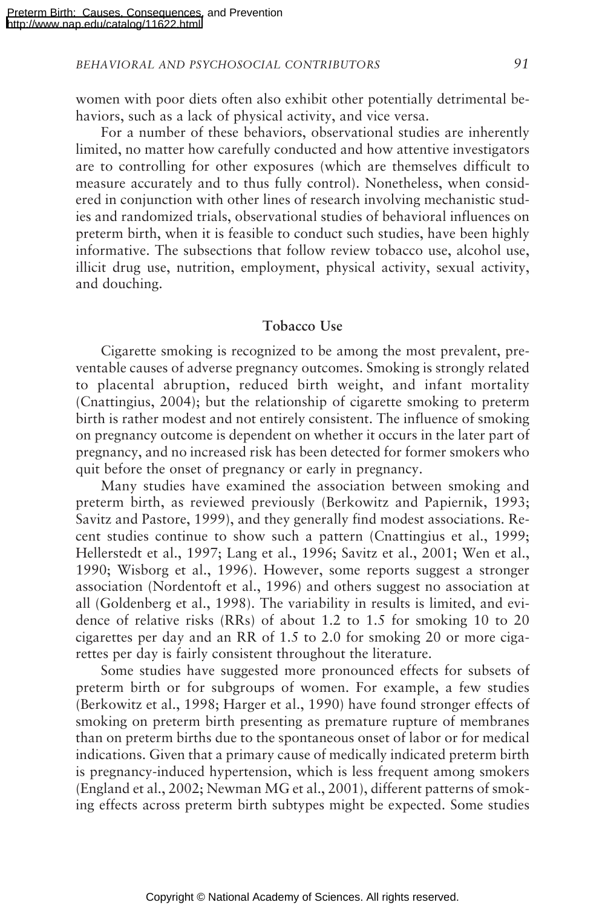women with poor diets often also exhibit other potentially detrimental behaviors, such as a lack of physical activity, and vice versa.

For a number of these behaviors, observational studies are inherently limited, no matter how carefully conducted and how attentive investigators are to controlling for other exposures (which are themselves difficult to measure accurately and to thus fully control). Nonetheless, when considered in conjunction with other lines of research involving mechanistic studies and randomized trials, observational studies of behavioral influences on preterm birth, when it is feasible to conduct such studies, have been highly informative. The subsections that follow review tobacco use, alcohol use, illicit drug use, nutrition, employment, physical activity, sexual activity, and douching.

### Tobacco Use

Cigarette smoking is recognized to be among the most prevalent, preventable causes of adverse pregnancy outcomes. Smoking is strongly related to placental abruption, reduced birth weight, and infant mortality (Cnattingius, 2004); but the relationship of cigarette smoking to preterm birth is rather modest and not entirely consistent. The influence of smoking on pregnancy outcome is dependent on whether it occurs in the later part of pregnancy, and no increased risk has been detected for former smokers who quit before the onset of pregnancy or early in pregnancy.

Many studies have examined the association between smoking and preterm birth, as reviewed previously (Berkowitz and Papiernik, 1993; Savitz and Pastore, 1999), and they generally find modest associations. Recent studies continue to show such a pattern (Cnattingius et al., 1999; Hellerstedt et al., 1997; Lang et al., 1996; Savitz et al., 2001; Wen et al., 1990; Wisborg et al., 1996). However, some reports suggest a stronger association (Nordentoft et al., 1996) and others suggest no association at all (Goldenberg et al., 1998). The variability in results is limited, and evidence of relative risks (RRs) of about 1.2 to 1.5 for smoking 10 to 20 cigarettes per day and an RR of 1.5 to 2.0 for smoking 20 or more cigarettes per day is fairly consistent throughout the literature.

Some studies have suggested more pronounced effects for subsets of preterm birth or for subgroups of women. For example, a few studies (Berkowitz et al., 1998; Harger et al., 1990) have found stronger effects of smoking on preterm birth presenting as premature rupture of membranes than on preterm births due to the spontaneous onset of labor or for medical indications. Given that a primary cause of medically indicated preterm birth is pregnancy-induced hypertension, which is less frequent among smokers (England et al., 2002; Newman MG et al., 2001), different patterns of smoking effects across preterm birth subtypes might be expected. Some studies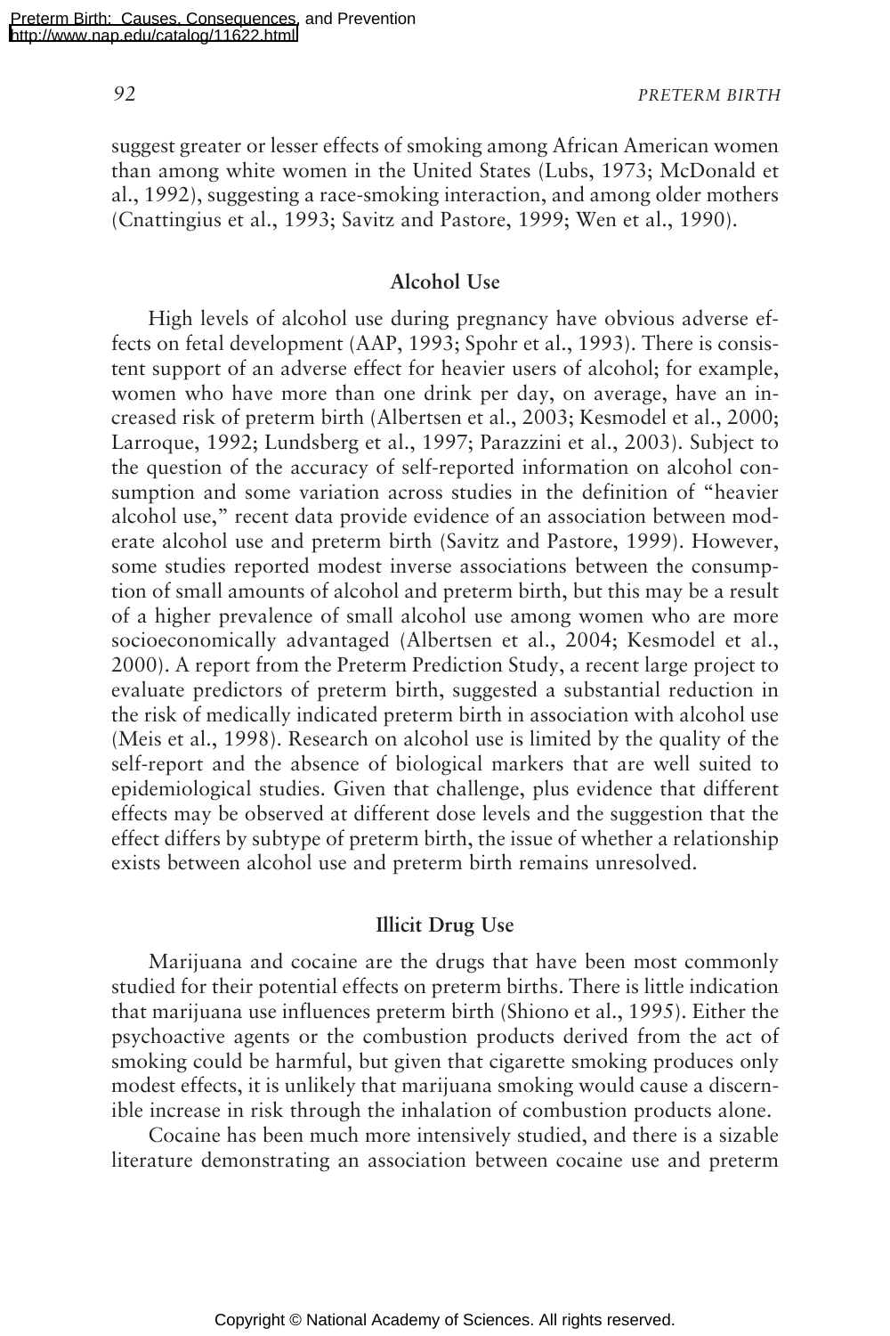suggest greater or lesser effects of smoking among African American women than among white women in the United States (Lubs, 1973; McDonald et al., 1992), suggesting a race-smoking interaction, and among older mothers (Cnattingius et al., 1993; Savitz and Pastore, 1999; Wen et al., 1990).

### Alcohol Use

High levels of alcohol use during pregnancy have obvious adverse effects on fetal development (AAP, 1993; Spohr et al., 1993). There is consistent support of an adverse effect for heavier users of alcohol; for example, women who have more than one drink per day, on average, have an increased risk of preterm birth (Albertsen et al., 2003; Kesmodel et al., 2000; Larroque, 1992; Lundsberg et al., 1997; Parazzini et al., 2003). Subject to the question of the accuracy of self-reported information on alcohol consumption and some variation across studies in the definition of "heavier alcohol use," recent data provide evidence of an association between moderate alcohol use and preterm birth (Savitz and Pastore, 1999). However, some studies reported modest inverse associations between the consumption of small amounts of alcohol and preterm birth, but this may be a result of a higher prevalence of small alcohol use among women who are more socioeconomically advantaged (Albertsen et al., 2004; Kesmodel et al., 2000). A report from the Preterm Prediction Study, a recent large project to evaluate predictors of preterm birth, suggested a substantial reduction in the risk of medically indicated preterm birth in association with alcohol use (Meis et al., 1998). Research on alcohol use is limited by the quality of the self-report and the absence of biological markers that are well suited to epidemiological studies. Given that challenge, plus evidence that different effects may be observed at different dose levels and the suggestion that the effect differs by subtype of preterm birth, the issue of whether a relationship exists between alcohol use and preterm birth remains unresolved.

### Illicit Drug Use

Marijuana and cocaine are the drugs that have been most commonly studied for their potential effects on preterm births. There is little indication that marijuana use influences preterm birth (Shiono et al., 1995). Either the psychoactive agents or the combustion products derived from the act of smoking could be harmful, but given that cigarette smoking produces only modest effects, it is unlikely that marijuana smoking would cause a discernible increase in risk through the inhalation of combustion products alone.

Cocaine has been much more intensively studied, and there is a sizable literature demonstrating an association between cocaine use and preterm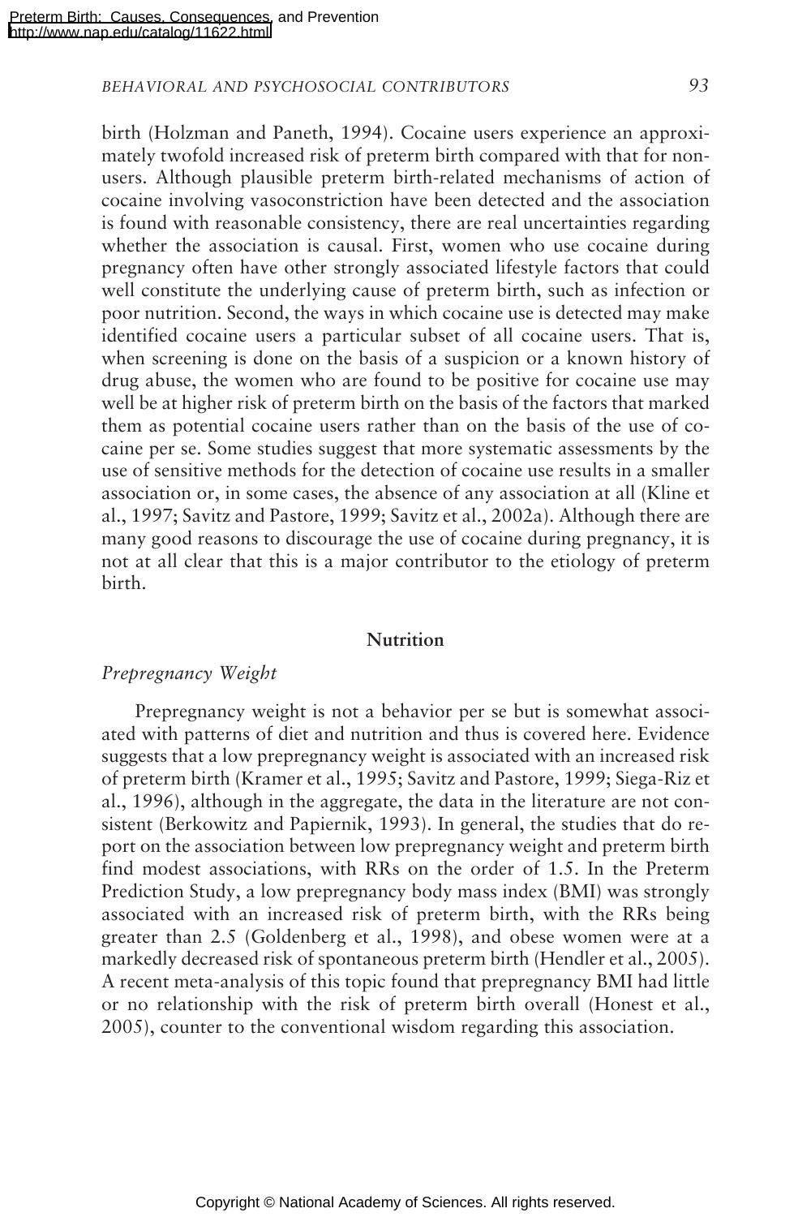birth (Holzman and Paneth, 1994). Cocaine users experience an approximately twofold increased risk of preterm birth compared with that for nonusers. Although plausible preterm birth-related mechanisms of action of cocaine involving vasoconstriction have been detected and the association is found with reasonable consistency, there are real uncertainties regarding whether the association is causal. First, women who use cocaine during pregnancy often have other strongly associated lifestyle factors that could well constitute the underlying cause of preterm birth, such as infection or poor nutrition. Second, the ways in which cocaine use is detected may make identified cocaine users a particular subset of all cocaine users. That is, when screening is done on the basis of a suspicion or a known history of drug abuse, the women who are found to be positive for cocaine use may well be at higher risk of preterm birth on the basis of the factors that marked them as potential cocaine users rather than on the basis of the use of cocaine per se. Some studies suggest that more systematic assessments by the use of sensitive methods for the detection of cocaine use results in a smaller association or, in some cases, the absence of any association at all (Kline et al., 1997; Savitz and Pastore, 1999; Savitz et al., 2002a). Although there are many good reasons to discourage the use of cocaine during pregnancy, it is not at all clear that this is a major contributor to the etiology of preterm birth.

## Nutrition

### *Prepregnancy Weight*

Prepregnancy weight is not a behavior per se but is somewhat associated with patterns of diet and nutrition and thus is covered here. Evidence suggests that a low prepregnancy weight is associated with an increased risk of preterm birth (Kramer et al., 1995; Savitz and Pastore, 1999; Siega-Riz et al., 1996), although in the aggregate, the data in the literature are not consistent (Berkowitz and Papiernik, 1993). In general, the studies that do report on the association between low prepregnancy weight and preterm birth find modest associations, with RRs on the order of 1.5. In the Preterm Prediction Study, a low prepregnancy body mass index (BMI) was strongly associated with an increased risk of preterm birth, with the RRs being greater than 2.5 (Goldenberg et al., 1998), and obese women were at a markedly decreased risk of spontaneous preterm birth (Hendler et al., 2005). A recent meta-analysis of this topic found that prepregnancy BMI had little or no relationship with the risk of preterm birth overall (Honest et al., 2005), counter to the conventional wisdom regarding this association.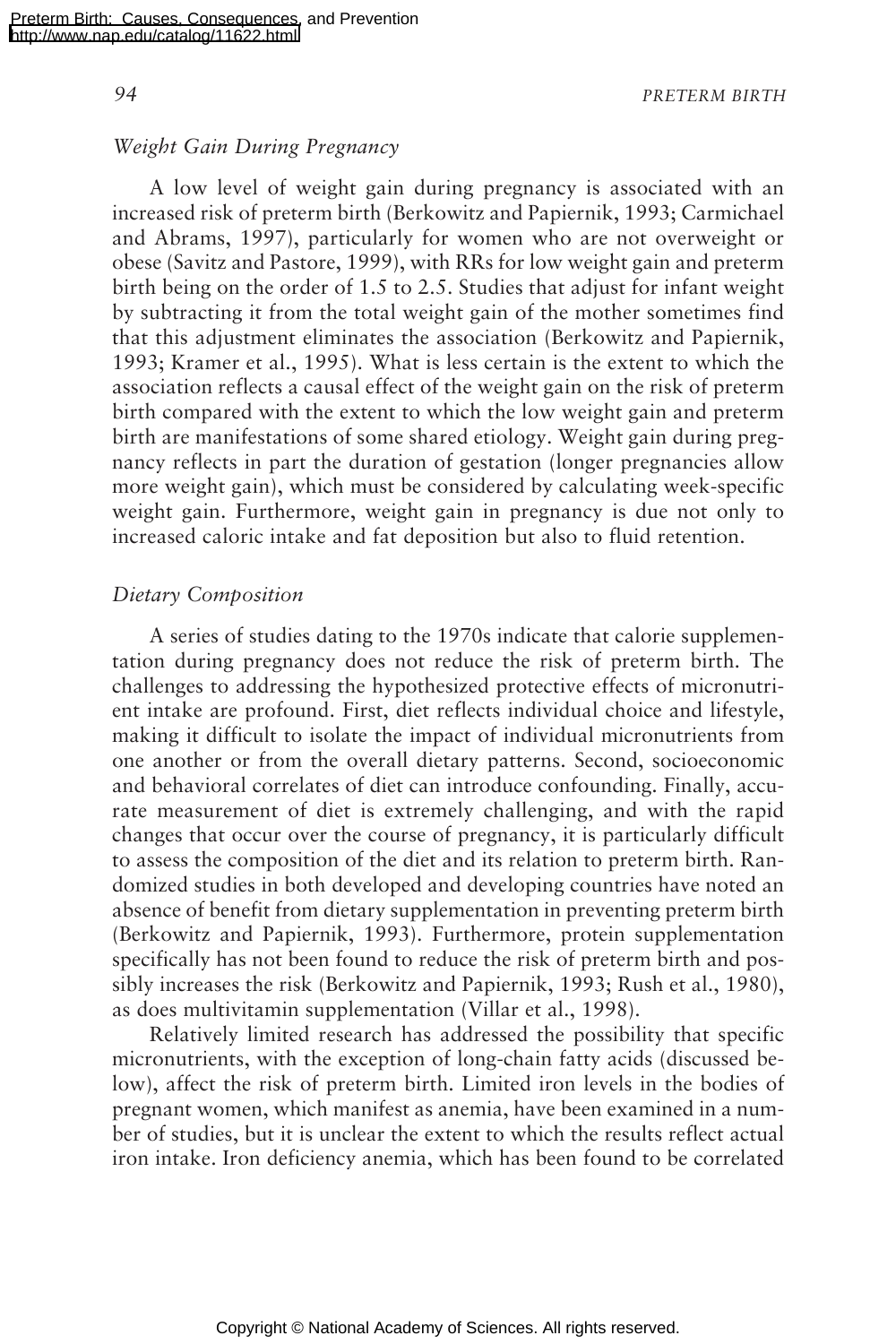### *Weight Gain During Pregnancy*

A low level of weight gain during pregnancy is associated with an increased risk of preterm birth (Berkowitz and Papiernik, 1993; Carmichael and Abrams, 1997), particularly for women who are not overweight or obese (Savitz and Pastore, 1999), with RRs for low weight gain and preterm birth being on the order of 1.5 to 2.5. Studies that adjust for infant weight by subtracting it from the total weight gain of the mother sometimes find that this adjustment eliminates the association (Berkowitz and Papiernik, 1993; Kramer et al., 1995). What is less certain is the extent to which the association reflects a causal effect of the weight gain on the risk of preterm birth compared with the extent to which the low weight gain and preterm birth are manifestations of some shared etiology. Weight gain during pregnancy reflects in part the duration of gestation (longer pregnancies allow more weight gain), which must be considered by calculating week-specific weight gain. Furthermore, weight gain in pregnancy is due not only to increased caloric intake and fat deposition but also to fluid retention.

### *Dietary Composition*

A series of studies dating to the 1970s indicate that calorie supplementation during pregnancy does not reduce the risk of preterm birth. The challenges to addressing the hypothesized protective effects of micronutrient intake are profound. First, diet reflects individual choice and lifestyle, making it difficult to isolate the impact of individual micronutrients from one another or from the overall dietary patterns. Second, socioeconomic and behavioral correlates of diet can introduce confounding. Finally, accurate measurement of diet is extremely challenging, and with the rapid changes that occur over the course of pregnancy, it is particularly difficult to assess the composition of the diet and its relation to preterm birth. Randomized studies in both developed and developing countries have noted an absence of benefit from dietary supplementation in preventing preterm birth (Berkowitz and Papiernik, 1993). Furthermore, protein supplementation specifically has not been found to reduce the risk of preterm birth and possibly increases the risk (Berkowitz and Papiernik, 1993; Rush et al., 1980), as does multivitamin supplementation (Villar et al., 1998).

Relatively limited research has addressed the possibility that specific micronutrients, with the exception of long-chain fatty acids (discussed below), affect the risk of preterm birth. Limited iron levels in the bodies of pregnant women, which manifest as anemia, have been examined in a number of studies, but it is unclear the extent to which the results reflect actual iron intake. Iron deficiency anemia, which has been found to be correlated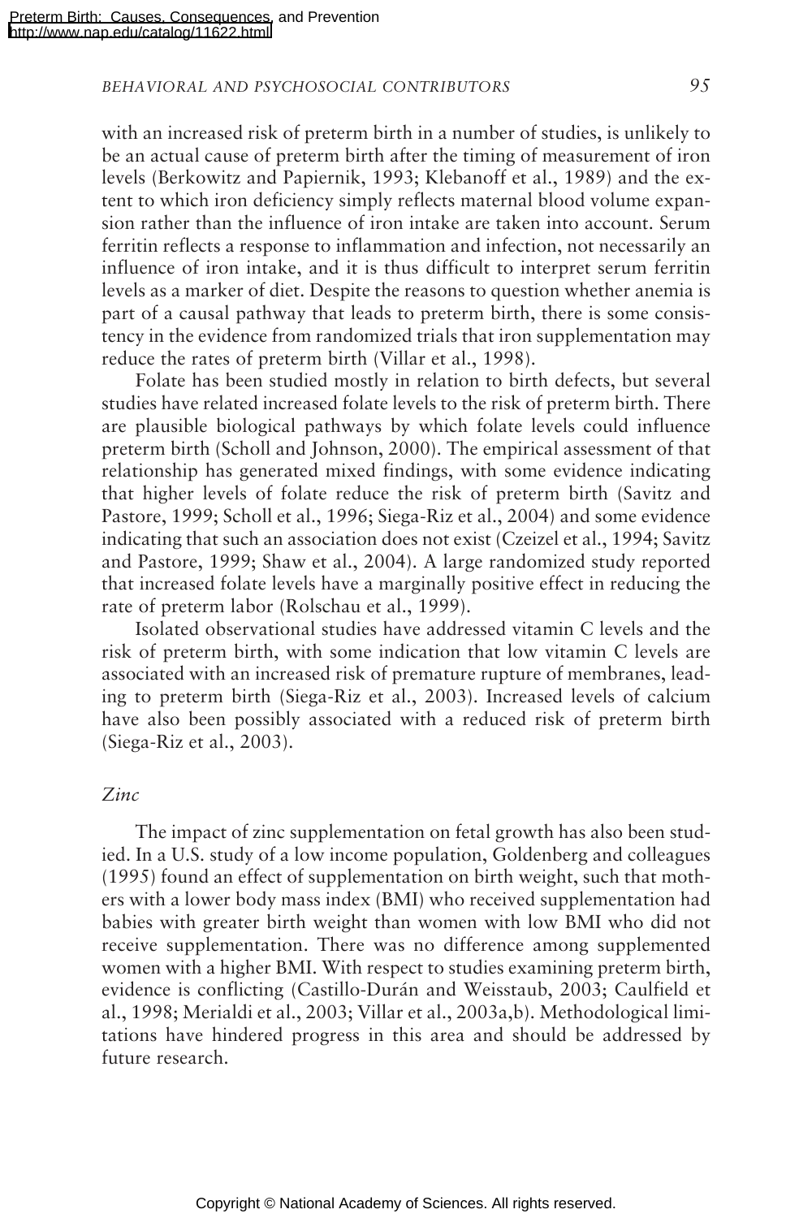with an increased risk of preterm birth in a number of studies, is unlikely to be an actual cause of preterm birth after the timing of measurement of iron levels (Berkowitz and Papiernik, 1993; Klebanoff et al., 1989) and the extent to which iron deficiency simply reflects maternal blood volume expansion rather than the influence of iron intake are taken into account. Serum ferritin reflects a response to inflammation and infection, not necessarily an influence of iron intake, and it is thus difficult to interpret serum ferritin levels as a marker of diet. Despite the reasons to question whether anemia is part of a causal pathway that leads to preterm birth, there is some consistency in the evidence from randomized trials that iron supplementation may reduce the rates of preterm birth (Villar et al., 1998).

Folate has been studied mostly in relation to birth defects, but several studies have related increased folate levels to the risk of preterm birth. There are plausible biological pathways by which folate levels could influence preterm birth (Scholl and Johnson, 2000). The empirical assessment of that relationship has generated mixed findings, with some evidence indicating that higher levels of folate reduce the risk of preterm birth (Savitz and Pastore, 1999; Scholl et al., 1996; Siega-Riz et al., 2004) and some evidence indicating that such an association does not exist (Czeizel et al., 1994; Savitz and Pastore, 1999; Shaw et al., 2004). A large randomized study reported that increased folate levels have a marginally positive effect in reducing the rate of preterm labor (Rolschau et al., 1999).

Isolated observational studies have addressed vitamin C levels and the risk of preterm birth, with some indication that low vitamin C levels are associated with an increased risk of premature rupture of membranes, leading to preterm birth (Siega-Riz et al., 2003). Increased levels of calcium have also been possibly associated with a reduced risk of preterm birth (Siega-Riz et al., 2003).

### *Zinc*

The impact of zinc supplementation on fetal growth has also been studied. In a U.S. study of a low income population, Goldenberg and colleagues (1995) found an effect of supplementation on birth weight, such that mothers with a lower body mass index (BMI) who received supplementation had babies with greater birth weight than women with low BMI who did not receive supplementation. There was no difference among supplemented women with a higher BMI. With respect to studies examining preterm birth, evidence is conflicting (Castillo-Durán and Weisstaub, 2003; Caulfield et al., 1998; Merialdi et al., 2003; Villar et al., 2003a,b). Methodological limitations have hindered progress in this area and should be addressed by future research.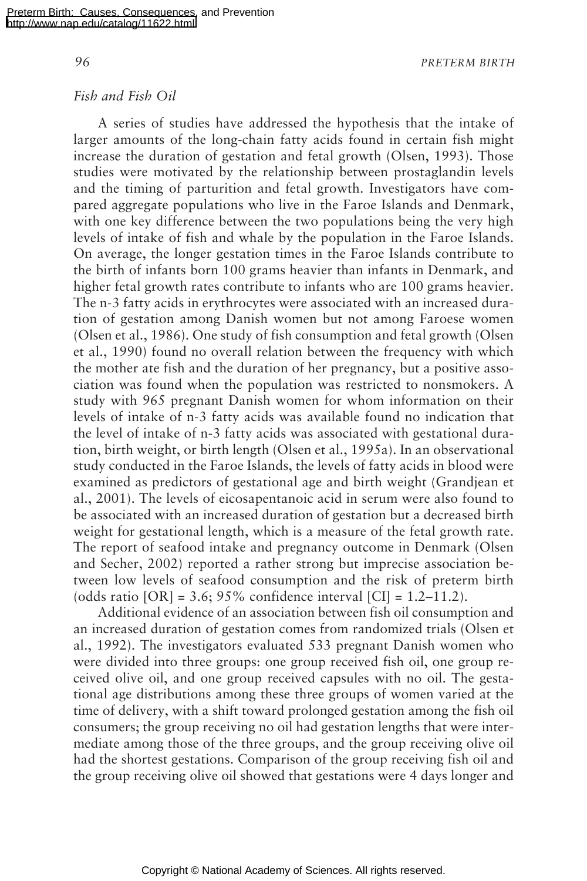### *Fish and Fish Oil*

A series of studies have addressed the hypothesis that the intake of larger amounts of the long-chain fatty acids found in certain fish might increase the duration of gestation and fetal growth (Olsen, 1993). Those studies were motivated by the relationship between prostaglandin levels and the timing of parturition and fetal growth. Investigators have compared aggregate populations who live in the Faroe Islands and Denmark, with one key difference between the two populations being the very high levels of intake of fish and whale by the population in the Faroe Islands. On average, the longer gestation times in the Faroe Islands contribute to the birth of infants born 100 grams heavier than infants in Denmark, and higher fetal growth rates contribute to infants who are 100 grams heavier. The n-3 fatty acids in erythrocytes were associated with an increased duration of gestation among Danish women but not among Faroese women (Olsen et al., 1986). One study of fish consumption and fetal growth (Olsen et al., 1990) found no overall relation between the frequency with which the mother ate fish and the duration of her pregnancy, but a positive association was found when the population was restricted to nonsmokers. A study with 965 pregnant Danish women for whom information on their levels of intake of n-3 fatty acids was available found no indication that the level of intake of n-3 fatty acids was associated with gestational duration, birth weight, or birth length (Olsen et al., 1995a). In an observational study conducted in the Faroe Islands, the levels of fatty acids in blood were examined as predictors of gestational age and birth weight (Grandjean et al., 2001). The levels of eicosapentanoic acid in serum were also found to be associated with an increased duration of gestation but a decreased birth weight for gestational length, which is a measure of the fetal growth rate. The report of seafood intake and pregnancy outcome in Denmark (Olsen and Secher, 2002) reported a rather strong but imprecise association between low levels of seafood consumption and the risk of preterm birth (odds ratio [OR] = 3.6; 95% confidence interval [CI] = 1.2–11.2).

Additional evidence of an association between fish oil consumption and an increased duration of gestation comes from randomized trials (Olsen et al., 1992). The investigators evaluated 533 pregnant Danish women who were divided into three groups: one group received fish oil, one group received olive oil, and one group received capsules with no oil. The gestational age distributions among these three groups of women varied at the time of delivery, with a shift toward prolonged gestation among the fish oil consumers; the group receiving no oil had gestation lengths that were intermediate among those of the three groups, and the group receiving olive oil had the shortest gestations. Comparison of the group receiving fish oil and the group receiving olive oil showed that gestations were 4 days longer and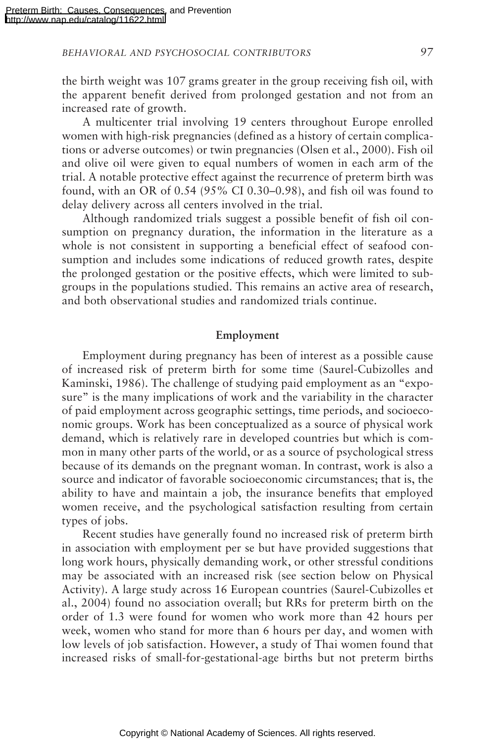the birth weight was 107 grams greater in the group receiving fish oil, with the apparent benefit derived from prolonged gestation and not from an increased rate of growth.

A multicenter trial involving 19 centers throughout Europe enrolled women with high-risk pregnancies (defined as a history of certain complications or adverse outcomes) or twin pregnancies (Olsen et al., 2000). Fish oil and olive oil were given to equal numbers of women in each arm of the trial. A notable protective effect against the recurrence of preterm birth was found, with an OR of 0.54 (95% CI 0.30–0.98), and fish oil was found to delay delivery across all centers involved in the trial.

Although randomized trials suggest a possible benefit of fish oil consumption on pregnancy duration, the information in the literature as a whole is not consistent in supporting a beneficial effect of seafood consumption and includes some indications of reduced growth rates, despite the prolonged gestation or the positive effects, which were limited to subgroups in the populations studied. This remains an active area of research, and both observational studies and randomized trials continue.

### Employment

Employment during pregnancy has been of interest as a possible cause of increased risk of preterm birth for some time (Saurel-Cubizolles and Kaminski, 1986). The challenge of studying paid employment as an "exposure" is the many implications of work and the variability in the character of paid employment across geographic settings, time periods, and socioeconomic groups. Work has been conceptualized as a source of physical work demand, which is relatively rare in developed countries but which is common in many other parts of the world, or as a source of psychological stress because of its demands on the pregnant woman. In contrast, work is also a source and indicator of favorable socioeconomic circumstances; that is, the ability to have and maintain a job, the insurance benefits that employed women receive, and the psychological satisfaction resulting from certain types of jobs.

Recent studies have generally found no increased risk of preterm birth in association with employment per se but have provided suggestions that long work hours, physically demanding work, or other stressful conditions may be associated with an increased risk (see section below on Physical Activity). A large study across 16 European countries (Saurel-Cubizolles et al., 2004) found no association overall; but RRs for preterm birth on the order of 1.3 were found for women who work more than 42 hours per week, women who stand for more than 6 hours per day, and women with low levels of job satisfaction. However, a study of Thai women found that increased risks of small-for-gestational-age births but not preterm births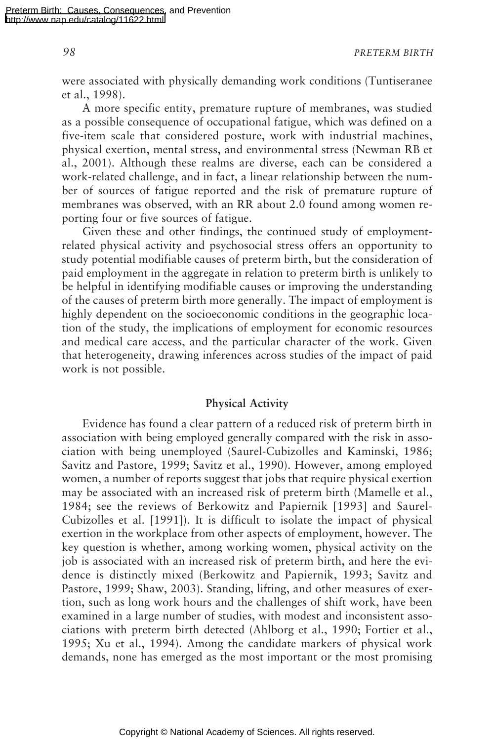were associated with physically demanding work conditions (Tuntiseranee et al., 1998).

A more specific entity, premature rupture of membranes, was studied as a possible consequence of occupational fatigue, which was defined on a five-item scale that considered posture, work with industrial machines, physical exertion, mental stress, and environmental stress (Newman RB et al., 2001). Although these realms are diverse, each can be considered a work-related challenge, and in fact, a linear relationship between the number of sources of fatigue reported and the risk of premature rupture of membranes was observed, with an RR about 2.0 found among women reporting four or five sources of fatigue.

Given these and other findings, the continued study of employment-related physical activity and psychosocial stress offers an opportunity to study potential modifiable causes of preterm birth, but the consideration of paid employment in the aggregate in relation to preterm birth is unlikely to be helpful in identifying modifiable causes or improving the understanding of the causes of preterm birth more generally. The impact of employment is highly dependent on the socioeconomic conditions in the geographic location of the study, the implications of employment for economic resources and medical care access, and the particular character of the work. Given that heterogeneity, drawing inferences across studies of the impact of paid work is not possible.

### Physical Activity

Evidence has found a clear pattern of a reduced risk of preterm birth in association with being employed generally compared with the risk in association with being unemployed (Saurel-Cubizolles and Kaminski, 1986; Savitz and Pastore, 1999; Savitz et al., 1990). However, among employed women, a number of reports suggest that jobs that require physical exertion may be associated with an increased risk of preterm birth (Mamelle et al., 1984; see the reviews of Berkowitz and Papiernik [1993] and Saurel-Cubizolles et al. [1991]). It is difficult to isolate the impact of physical exertion in the workplace from other aspects of employment, however. The key question is whether, among working women, physical activity on the job is associated with an increased risk of preterm birth, and here the evidence is distinctly mixed (Berkowitz and Papiernik, 1993; Savitz and Pastore, 1999; Shaw, 2003). Standing, lifting, and other measures of exertion, such as long work hours and the challenges of shift work, have been examined in a large number of studies, with modest and inconsistent associations with preterm birth detected (Ahlborg et al., 1990; Fortier et al., 1995; Xu et al., 1994). Among the candidate markers of physical work demands, none has emerged as the most important or the most promising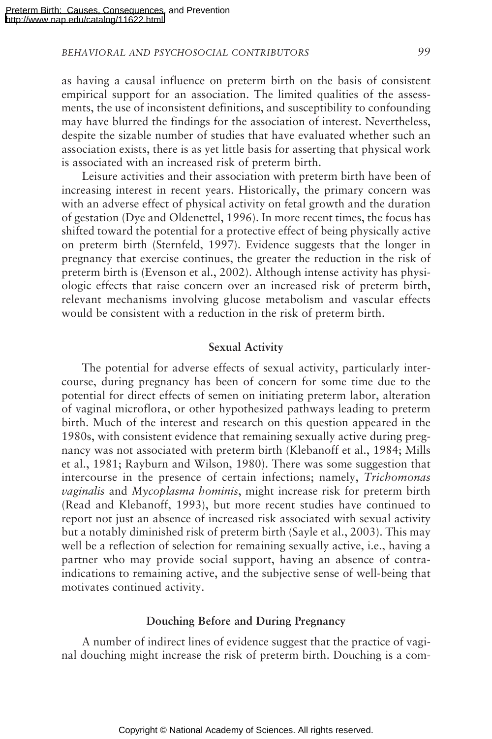as having a causal influence on preterm birth on the basis of consistent empirical support for an association. The limited qualities of the assessments, the use of inconsistent definitions, and susceptibility to confounding may have blurred the findings for the association of interest. Nevertheless, despite the sizable number of studies that have evaluated whether such an association exists, there is as yet little basis for asserting that physical work is associated with an increased risk of preterm birth.

Leisure activities and their association with preterm birth have been of increasing interest in recent years. Historically, the primary concern was with an adverse effect of physical activity on fetal growth and the duration of gestation (Dye and Oldenettel, 1996). In more recent times, the focus has shifted toward the potential for a protective effect of being physically active on preterm birth (Sternfeld, 1997). Evidence suggests that the longer in pregnancy that exercise continues, the greater the reduction in the risk of preterm birth is (Evenson et al., 2002). Although intense activity has physiologic effects that raise concern over an increased risk of preterm birth, relevant mechanisms involving glucose metabolism and vascular effects would be consistent with a reduction in the risk of preterm birth.

### Sexual Activity

The potential for adverse effects of sexual activity, particularly intercourse, during pregnancy has been of concern for some time due to the potential for direct effects of semen on initiating preterm labor, alteration of vaginal microflora, or other hypothesized pathways leading to preterm birth. Much of the interest and research on this question appeared in the 1980s, with consistent evidence that remaining sexually active during pregnancy was not associated with preterm birth (Klebanoff et al., 1984; Mills et al., 1981; Rayburn and Wilson, 1980). There was some suggestion that intercourse in the presence of certain infections; namely, *Trichomonas vaginalis* and *Mycoplasma hominis*, might increase risk for preterm birth (Read and Klebanoff, 1993), but more recent studies have continued to report not just an absence of increased risk associated with sexual activity but a notably diminished risk of preterm birth (Sayle et al., 2003). This may well be a reflection of selection for remaining sexually active, i.e., having a partner who may provide social support, having an absence of contraindications to remaining active, and the subjective sense of well-being that motivates continued activity.

### Douching Before and During Pregnancy

A number of indirect lines of evidence suggest that the practice of vaginal douching might increase the risk of preterm birth. Douching is a com-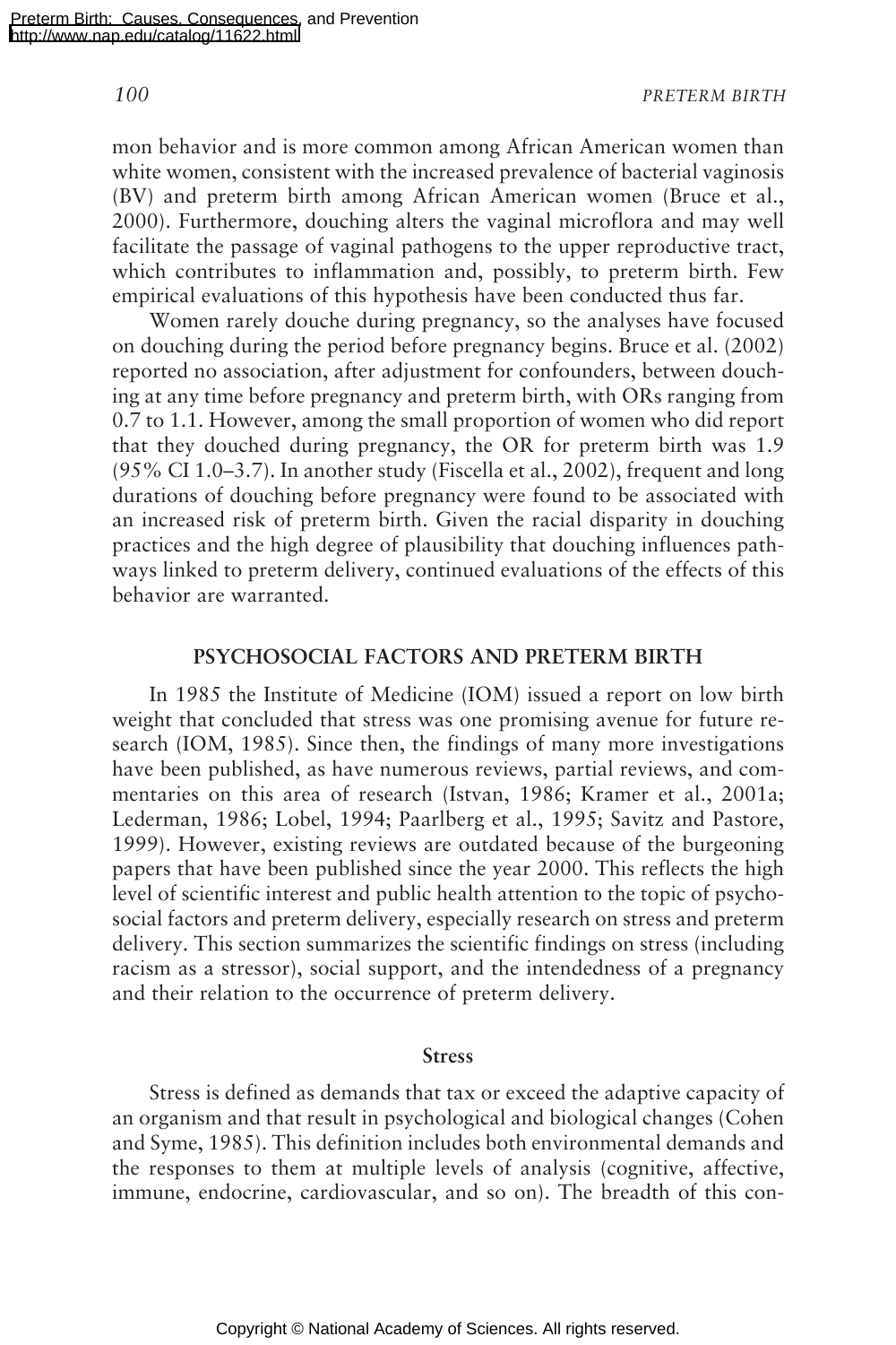mon behavior and is more common among African American women than white women, consistent with the increased prevalence of bacterial vaginosis (BV) and preterm birth among African American women (Bruce et al., 2000). Furthermore, douching alters the vaginal microflora and may well facilitate the passage of vaginal pathogens to the upper reproductive tract, which contributes to inflammation and, possibly, to preterm birth. Few empirical evaluations of this hypothesis have been conducted thus far.

Women rarely douche during pregnancy, so the analyses have focused on douching during the period before pregnancy begins. Bruce et al. (2002) reported no association, after adjustment for confounders, between douching at any time before pregnancy and preterm birth, with ORs ranging from 0.7 to 1.1. However, among the small proportion of women who did report that they douched during pregnancy, the OR for preterm birth was 1.9 (95% CI 1.0–3.7). In another study (Fiscella et al., 2002), frequent and long durations of douching before pregnancy were found to be associated with an increased risk of preterm birth. Given the racial disparity in douching practices and the high degree of plausibility that douching influences pathways linked to preterm delivery, continued evaluations of the effects of this behavior are warranted.

## PSYCHOSOCIAL FACTORS AND PRETERM BIRTH

In 1985 the Institute of Medicine (IOM) issued a report on low birth weight that concluded that stress was one promising avenue for future research (IOM, 1985). Since then, the findings of many more investigations have been published, as have numerous reviews, partial reviews, and commentaries on this area of research (Istvan, 1986; Kramer et al., 2001a; Lederman, 1986; Lobel, 1994; Paarlberg et al., 1995; Savitz and Pastore, 1999). However, existing reviews are outdated because of the burgeoning papers that have been published since the year 2000. This reflects the high level of scientific interest and public health attention to the topic of psychosocial factors and preterm delivery, especially research on stress and preterm delivery. This section summarizes the scientific findings on stress (including racism as a stressor), social support, and the intendedness of a pregnancy and their relation to the occurrence of preterm delivery.

### Stress

Stress is defined as demands that tax or exceed the adaptive capacity of an organism and that result in psychological and biological changes (Cohen and Syme, 1985). This definition includes both environmental demands and the responses to them at multiple levels of analysis (cognitive, affective, immune, endocrine, cardiovascular, and so on). The breadth of this con-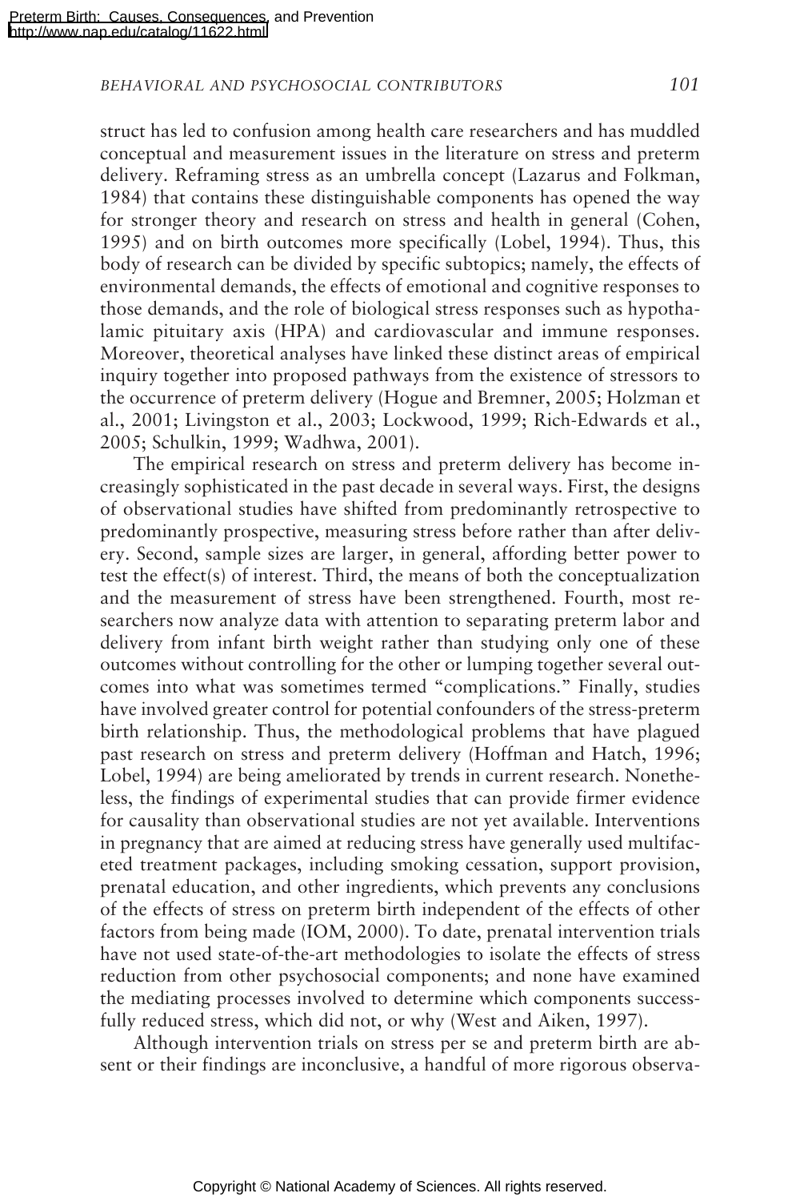struct has led to confusion among health care researchers and has muddled conceptual and measurement issues in the literature on stress and preterm delivery. Reframing stress as an umbrella concept (Lazarus and Folkman, 1984) that contains these distinguishable components has opened the way for stronger theory and research on stress and health in general (Cohen, 1995) and on birth outcomes more specifically (Lobel, 1994). Thus, this body of research can be divided by specific subtopics; namely, the effects of environmental demands, the effects of emotional and cognitive responses to those demands, and the role of biological stress responses such as hypothalamic pituitary axis (HPA) and cardiovascular and immune responses. Moreover, theoretical analyses have linked these distinct areas of empirical inquiry together into proposed pathways from the existence of stressors to the occurrence of preterm delivery (Hogue and Bremner, 2005; Holzman et al., 2001; Livingston et al., 2003; Lockwood, 1999; Rich-Edwards et al., 2005; Schulkin, 1999; Wadhwa, 2001).

The empirical research on stress and preterm delivery has become increasingly sophisticated in the past decade in several ways. First, the designs of observational studies have shifted from predominantly retrospective to predominantly prospective, measuring stress before rather than after delivery. Second, sample sizes are larger, in general, affording better power to test the effect(s) of interest. Third, the means of both the conceptualization and the measurement of stress have been strengthened. Fourth, most researchers now analyze data with attention to separating preterm labor and delivery from infant birth weight rather than studying only one of these outcomes without controlling for the other or lumping together several outcomes into what was sometimes termed "complications." Finally, studies have involved greater control for potential confounders of the stress-preterm birth relationship. Thus, the methodological problems that have plagued past research on stress and preterm delivery (Hoffman and Hatch, 1996; Lobel, 1994) are being ameliorated by trends in current research. Nonetheless, the findings of experimental studies that can provide firmer evidence for causality than observational studies are not yet available. Interventions in pregnancy that are aimed at reducing stress have generally used multifaceted treatment packages, including smoking cessation, support provision, prenatal education, and other ingredients, which prevents any conclusions of the effects of stress on preterm birth independent of the effects of other factors from being made (IOM, 2000). To date, prenatal intervention trials have not used state-of-the-art methodologies to isolate the effects of stress reduction from other psychosocial components; and none have examined the mediating processes involved to determine which components successfully reduced stress, which did not, or why (West and Aiken, 1997).

Although intervention trials on stress per se and preterm birth are absent or their findings are inconclusive, a handful of more rigorous observa-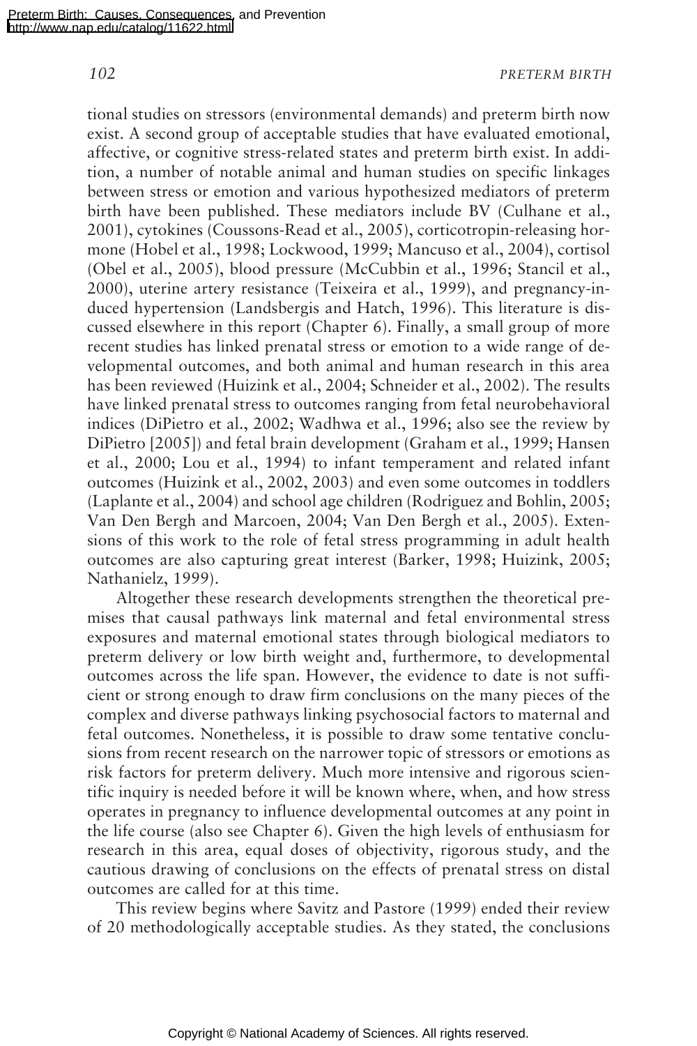tional studies on stressors (environmental demands) and preterm birth now exist. A second group of acceptable studies that have evaluated emotional, affective, or cognitive stress-related states and preterm birth exist. In addition, a number of notable animal and human studies on specific linkages between stress or emotion and various hypothesized mediators of preterm birth have been published. These mediators include BV (Culhane et al., 2001), cytokines (Coussons-Read et al., 2005), corticotropin-releasing hormone (Hobel et al., 1998; Lockwood, 1999; Mancuso et al., 2004), cortisol (Obel et al., 2005), blood pressure (McCubbin et al., 1996; Stancil et al., 2000), uterine artery resistance (Teixeira et al., 1999), and pregnancy-induced hypertension (Landsbergis and Hatch, 1996). This literature is discussed elsewhere in this report (Chapter 6). Finally, a small group of more recent studies has linked prenatal stress or emotion to a wide range of developmental outcomes, and both animal and human research in this area has been reviewed (Huizink et al., 2004; Schneider et al., 2002). The results have linked prenatal stress to outcomes ranging from fetal neurobehavioral indices (DiPietro et al., 2002; Wadhwa et al., 1996; also see the review by DiPietro [2005]) and fetal brain development (Graham et al., 1999; Hansen et al., 2000; Lou et al., 1994) to infant temperament and related infant outcomes (Huizink et al., 2002, 2003) and even some outcomes in toddlers (Laplante et al., 2004) and school age children (Rodriguez and Bohlin, 2005; Van Den Bergh and Marcoen, 2004; Van Den Bergh et al., 2005). Extensions of this work to the role of fetal stress programming in adult health outcomes are also capturing great interest (Barker, 1998; Huizink, 2005; Nathanielz, 1999).

Altogether these research developments strengthen the theoretical premises that causal pathways link maternal and fetal environmental stress exposures and maternal emotional states through biological mediators to preterm delivery or low birth weight and, furthermore, to developmental outcomes across the life span. However, the evidence to date is not sufficient or strong enough to draw firm conclusions on the many pieces of the complex and diverse pathways linking psychosocial factors to maternal and fetal outcomes. Nonetheless, it is possible to draw some tentative conclusions from recent research on the narrower topic of stressors or emotions as risk factors for preterm delivery. Much more intensive and rigorous scientific inquiry is needed before it will be known where, when, and how stress operates in pregnancy to influence developmental outcomes at any point in the life course (also see Chapter 6). Given the high levels of enthusiasm for research in this area, equal doses of objectivity, rigorous study, and the cautious drawing of conclusions on the effects of prenatal stress on distal outcomes are called for at this time.

This review begins where Savitz and Pastore (1999) ended their review of 20 methodologically acceptable studies. As they stated, the conclusions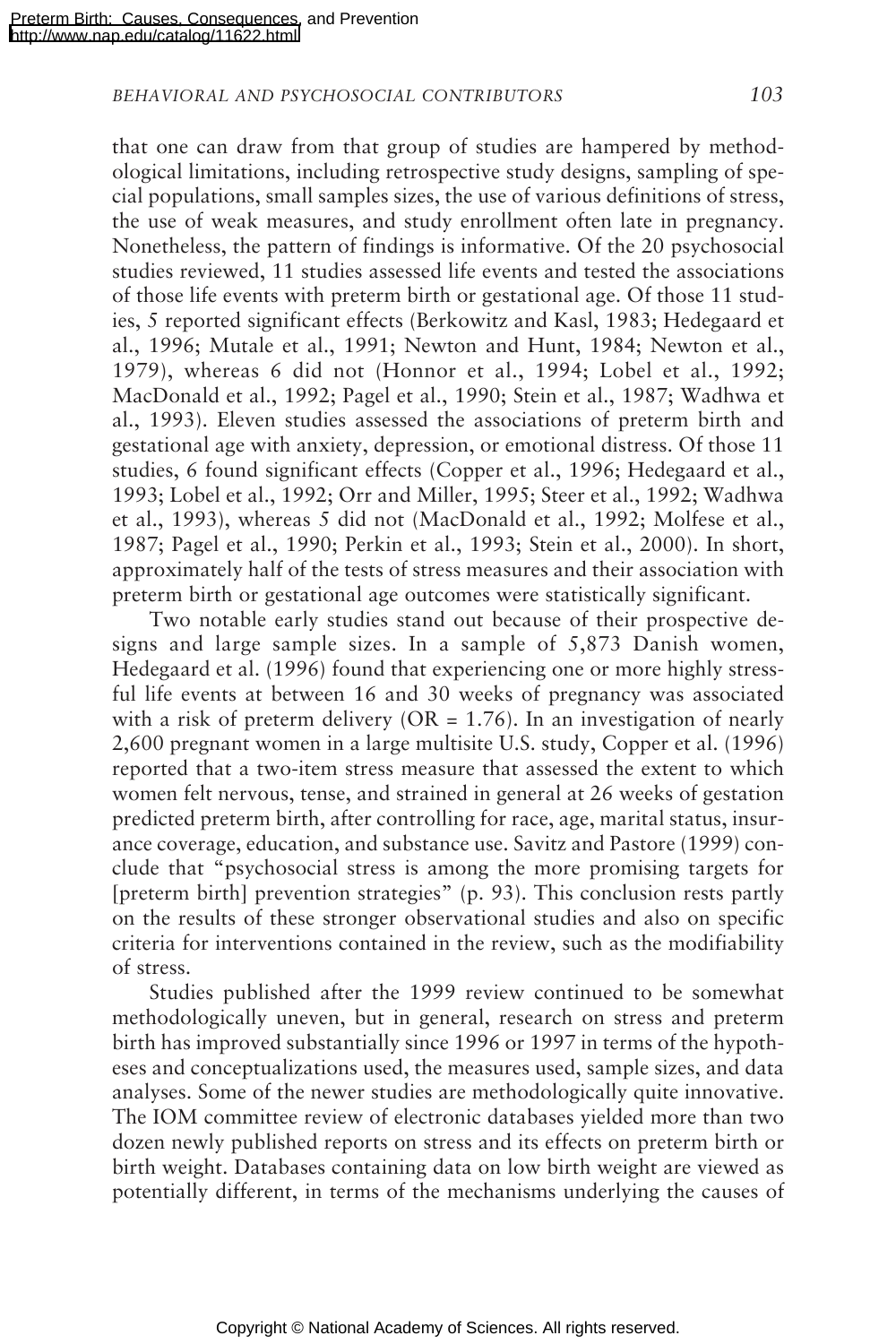that one can draw from that group of studies are hampered by methodological limitations, including retrospective study designs, sampling of special populations, small samples sizes, the use of various definitions of stress, the use of weak measures, and study enrollment often late in pregnancy. Nonetheless, the pattern of findings is informative. Of the 20 psychosocial studies reviewed, 11 studies assessed life events and tested the associations of those life events with preterm birth or gestational age. Of those 11 studies, 5 reported significant effects (Berkowitz and Kasl, 1983; Hedegaard et al., 1996; Mutale et al., 1991; Newton and Hunt, 1984; Newton et al., 1979), whereas 6 did not (Honnor et al., 1994; Lobel et al., 1992; MacDonald et al., 1992; Pagel et al., 1990; Stein et al., 1987; Wadhwa et al., 1993). Eleven studies assessed the associations of preterm birth and gestational age with anxiety, depression, or emotional distress. Of those 11 studies, 6 found significant effects (Copper et al., 1996; Hedegaard et al., 1993; Lobel et al., 1992; Orr and Miller, 1995; Steer et al., 1992; Wadhwa et al., 1993), whereas 5 did not (MacDonald et al., 1992; Molfese et al., 1987; Pagel et al., 1990; Perkin et al., 1993; Stein et al., 2000). In short, approximately half of the tests of stress measures and their association with preterm birth or gestational age outcomes were statistically significant.

Two notable early studies stand out because of their prospective designs and large sample sizes. In a sample of 5,873 Danish women, Hedegaard et al. (1996) found that experiencing one or more highly stressful life events at between 16 and 30 weeks of pregnancy was associated with a risk of preterm delivery (OR = 1.76). In an investigation of nearly 2,600 pregnant women in a large multisite U.S. study, Copper et al. (1996) reported that a two-item stress measure that assessed the extent to which women felt nervous, tense, and strained in general at 26 weeks of gestation predicted preterm birth, after controlling for race, age, marital status, insurance coverage, education, and substance use. Savitz and Pastore (1999) conclude that "psychosocial stress is among the more promising targets for [preterm birth] prevention strategies" (p. 93). This conclusion rests partly on the results of these stronger observational studies and also on specific criteria for interventions contained in the review, such as the modifiability of stress.

Studies published after the 1999 review continued to be somewhat methodologically uneven, but in general, research on stress and preterm birth has improved substantially since 1996 or 1997 in terms of the hypotheses and conceptualizations used, the measures used, sample sizes, and data analyses. Some of the newer studies are methodologically quite innovative. The IOM committee review of electronic databases yielded more than two dozen newly published reports on stress and its effects on preterm birth or birth weight. Databases containing data on low birth weight are viewed as potentially different, in terms of the mechanisms underlying the causes of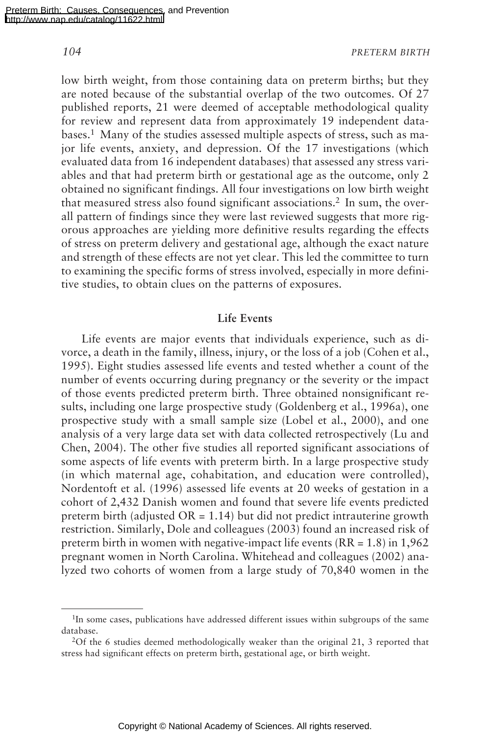low birth weight, from those containing data on preterm births; but they are noted because of the substantial overlap of the two outcomes. Of 27 published reports, 21 were deemed of acceptable methodological quality for review and represent data from approximately 19 independent databases.[1] Many of the studies assessed multiple aspects of stress, such as major life events, anxiety, and depression. Of the 17 investigations (which evaluated data from 16 independent databases) that assessed any stress variables and that had preterm birth or gestational age as the outcome, only 2 obtained no significant findings. All four investigations on low birth weight that measured stress also found significant associations.[2] In sum, the overall pattern of findings since they were last reviewed suggests that more rigorous approaches are yielding more definitive results regarding the effects of stress on preterm delivery and gestational age, although the exact nature and strength of these effects are not yet clear. This led the committee to turn to examining the specific forms of stress involved, especially in more definitive studies, to obtain clues on the patterns of exposures.

### Life Events

Life events are major events that individuals experience, such as divorce, a death in the family, illness, injury, or the loss of a job (Cohen et al., 1995). Eight studies assessed life events and tested whether a count of the number of events occurring during pregnancy or the severity or the impact of those events predicted preterm birth. Three obtained nonsignificant results, including one large prospective study (Goldenberg et al., 1996a), one prospective study with a small sample size (Lobel et al., 2000), and one analysis of a very large data set with data collected retrospectively (Lu and Chen, 2004). The other five studies all reported significant associations of some aspects of life events with preterm birth. In a large prospective study (in which maternal age, cohabitation, and education were controlled), Nordentoft et al. (1996) assessed life events at 20 weeks of gestation in a cohort of 2,432 Danish women and found that severe life events predicted preterm birth (adjusted OR = 1.14) but did not predict intrauterine growth restriction. Similarly, Dole and colleagues (2003) found an increased risk of preterm birth in women with negative-impact life events (RR = 1.8) in 1,962 pregnant women in North Carolina. Whitehead and colleagues (2002) analyzed two cohorts of women from a large study of 70,840 women in the

[1]In some cases, publications have addressed different issues within subgroups of the same database.

[2]Of the 6 studies deemed methodologically weaker than the original 21, 3 reported that stress had significant effects on preterm birth, gestational age, or birth weight.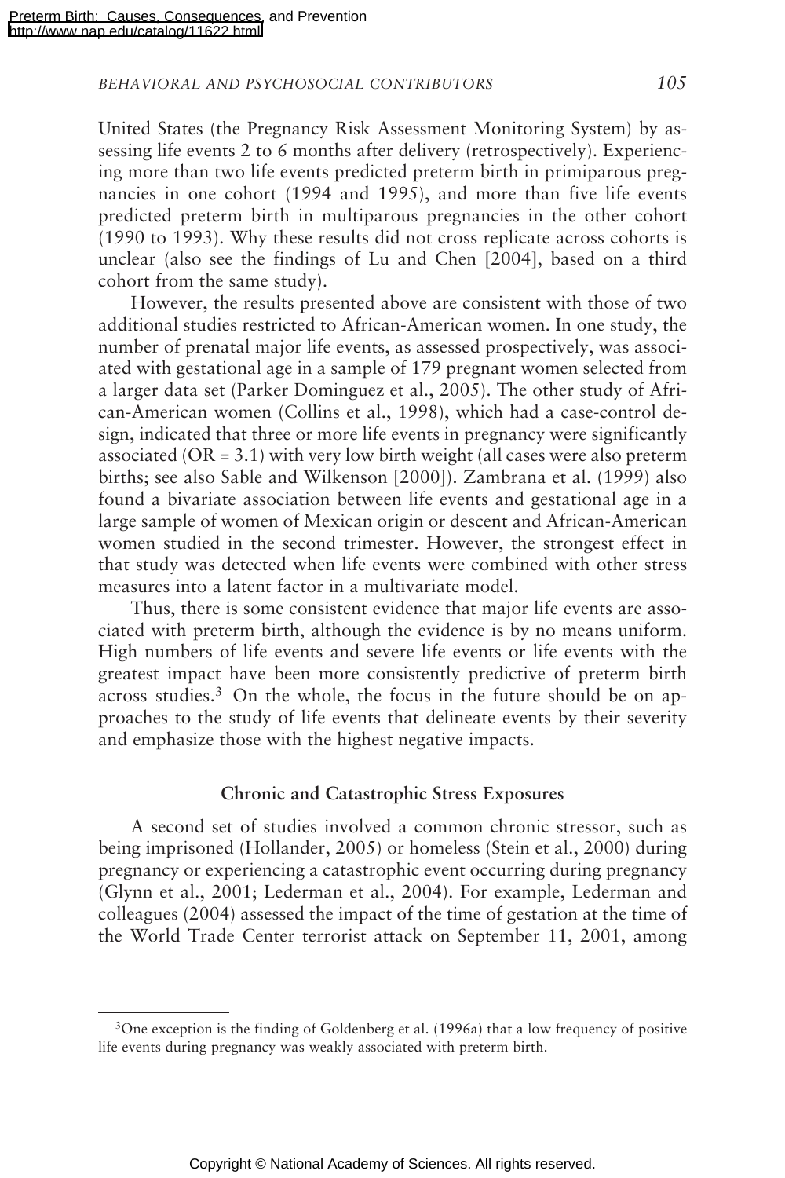United States (the Pregnancy Risk Assessment Monitoring System) by assessing life events 2 to 6 months after delivery (retrospectively). Experiencing more than two life events predicted preterm birth in primiparous pregnancies in one cohort (1994 and 1995), and more than five life events predicted preterm birth in multiparous pregnancies in the other cohort (1990 to 1993). Why these results did not cross replicate across cohorts is unclear (also see the findings of Lu and Chen [2004], based on a third cohort from the same study).

However, the results presented above are consistent with those of two additional studies restricted to African-American women. In one study, the number of prenatal major life events, as assessed prospectively, was associated with gestational age in a sample of 179 pregnant women selected from a larger data set (Parker Dominguez et al., 2005). The other study of African-American women (Collins et al., 1998), which had a case-control design, indicated that three or more life events in pregnancy were significantly associated (OR = 3.1) with very low birth weight (all cases were also preterm births; see also Sable and Wilkenson [2000]). Zambrana et al. (1999) also found a bivariate association between life events and gestational age in a large sample of women of Mexican origin or descent and African-American women studied in the second trimester. However, the strongest effect in that study was detected when life events were combined with other stress measures into a latent factor in a multivariate model.

Thus, there is some consistent evidence that major life events are associated with preterm birth, although the evidence is by no means uniform. High numbers of life events and severe life events or life events with the greatest impact have been more consistently predictive of preterm birth across studies.[3] On the whole, the focus in the future should be on approaches to the study of life events that delineate events by their severity and emphasize those with the highest negative impacts.

### Chronic and Catastrophic Stress Exposures

A second set of studies involved a common chronic stressor, such as being imprisoned (Hollander, 2005) or homeless (Stein et al., 2000) during pregnancy or experiencing a catastrophic event occurring during pregnancy (Glynn et al., 2001; Lederman et al., 2004). For example, Lederman and colleagues (2004) assessed the impact of the time of gestation at the time of the World Trade Center terrorist attack on September 11, 2001, among

[3] One exception is the finding of Goldenberg et al. (1996a) that a low frequency of positive life events during pregnancy was weakly associated with preterm birth.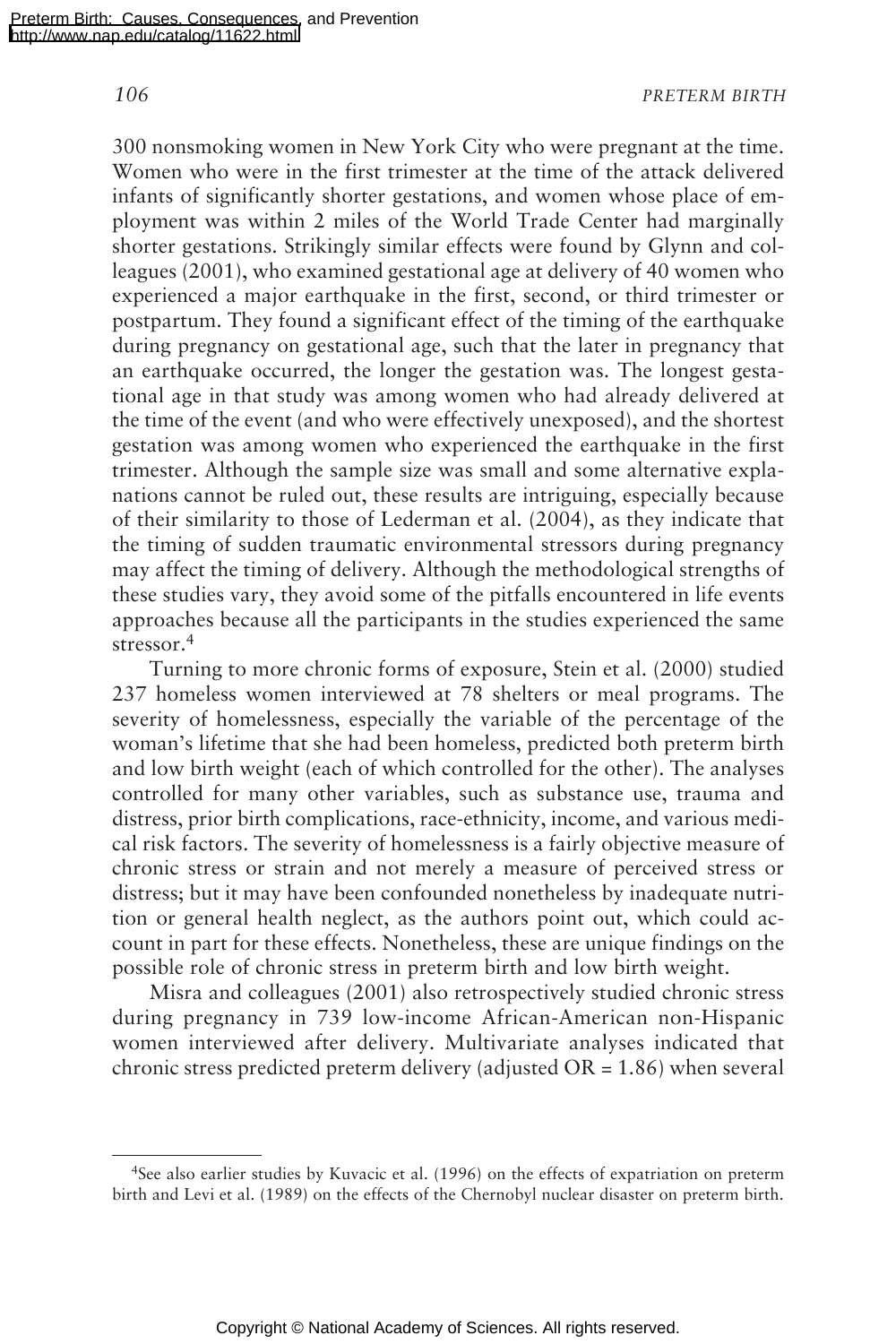300 nonsmoking women in New York City who were pregnant at the time. Women who were in the first trimester at the time of the attack delivered infants of significantly shorter gestations, and women whose place of employment was within 2 miles of the World Trade Center had marginally shorter gestations. Strikingly similar effects were found by Glynn and colleagues (2001), who examined gestational age at delivery of 40 women who experienced a major earthquake in the first, second, or third trimester or postpartum. They found a significant effect of the timing of the earthquake during pregnancy on gestational age, such that the later in pregnancy that an earthquake occurred, the longer the gestation was. The longest gestational age in that study was among women who had already delivered at the time of the event (and who were effectively unexposed), and the shortest gestation was among women who experienced the earthquake in the first trimester. Although the sample size was small and some alternative explanations cannot be ruled out, these results are intriguing, especially because of their similarity to those of Lederman et al. (2004), as they indicate that the timing of sudden traumatic environmental stressors during pregnancy may affect the timing of delivery. Although the methodological strengths of these studies vary, they avoid some of the pitfalls encountered in life events approaches because all the participants in the studies experienced the same stressor.[4]

Turning to more chronic forms of exposure, Stein et al. (2000) studied 237 homeless women interviewed at 78 shelters or meal programs. The severity of homelessness, especially the variable of the percentage of the woman's lifetime that she had been homeless, predicted both preterm birth and low birth weight (each of which controlled for the other). The analyses controlled for many other variables, such as substance use, trauma and distress, prior birth complications, race-ethnicity, income, and various medical risk factors. The severity of homelessness is a fairly objective measure of chronic stress or strain and not merely a measure of perceived stress or distress; but it may have been confounded nonetheless by inadequate nutrition or general health neglect, as the authors point out, which could account in part for these effects. Nonetheless, these are unique findings on the possible role of chronic stress in preterm birth and low birth weight.

Misra and colleagues (2001) also retrospectively studied chronic stress during pregnancy in 739 low-income African-American non-Hispanic women interviewed after delivery. Multivariate analyses indicated that chronic stress predicted preterm delivery (adjusted OR = 1.86) when several

[4]See also earlier studies by Kuvacic et al. (1996) on the effects of expatriation on preterm birth and Levi et al. (1989) on the effects of the Chernobyl nuclear disaster on preterm birth.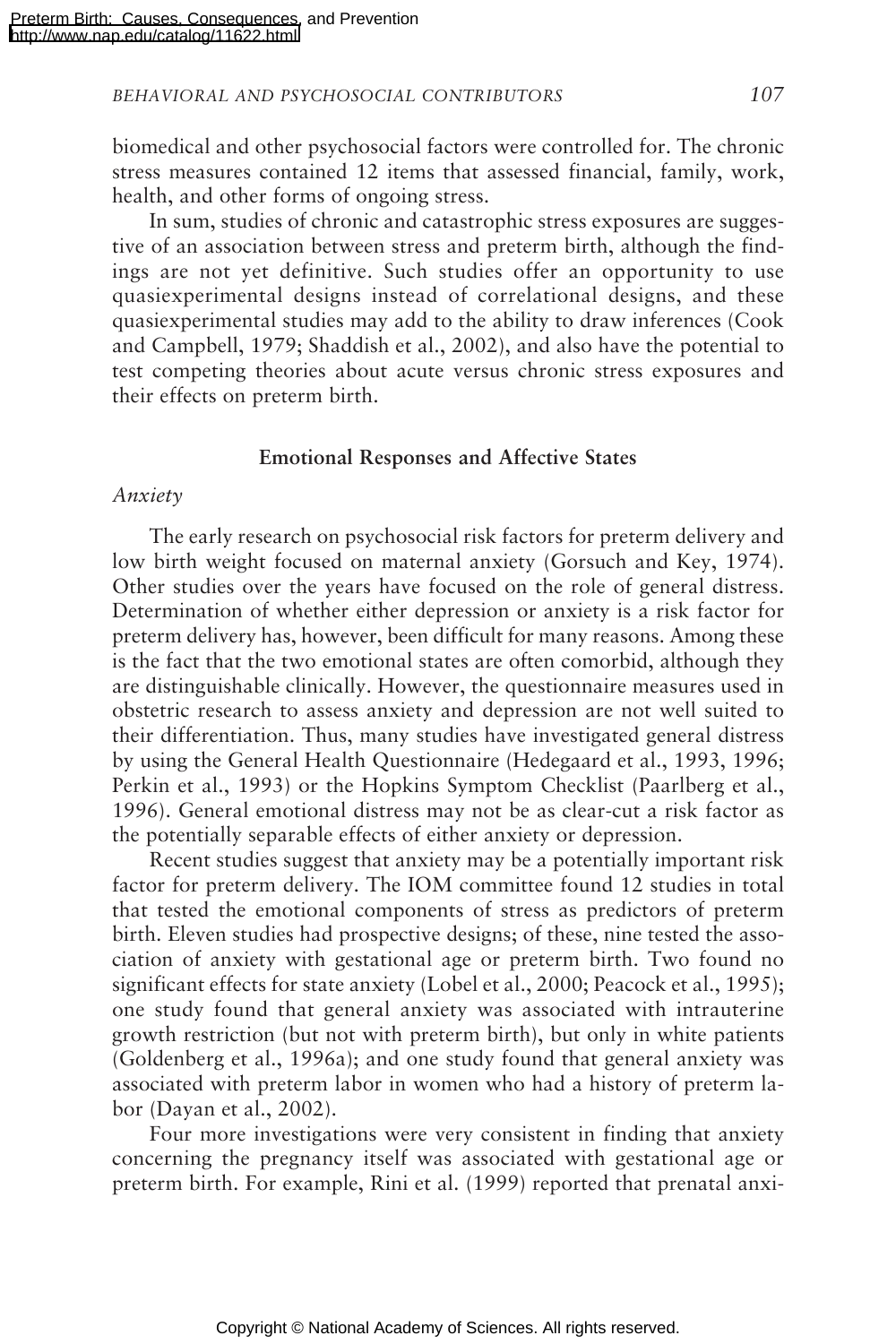biomedical and other psychosocial factors were controlled for. The chronic stress measures contained 12 items that assessed financial, family, work, health, and other forms of ongoing stress.

In sum, studies of chronic and catastrophic stress exposures are suggestive of an association between stress and preterm birth, although the findings are not yet definitive. Such studies offer an opportunity to use quasiexperimental designs instead of correlational designs, and these quasiexperimental studies may add to the ability to draw inferences (Cook and Campbell, 1979; Shaddish et al., 2002), and also have the potential to test competing theories about acute versus chronic stress exposures and their effects on preterm birth.

### Emotional Responses and Affective States

*Anxiety*

The early research on psychosocial risk factors for preterm delivery and low birth weight focused on maternal anxiety (Gorsuch and Key, 1974). Other studies over the years have focused on the role of general distress. Determination of whether either depression or anxiety is a risk factor for preterm delivery has, however, been difficult for many reasons. Among these is the fact that the two emotional states are often comorbid, although they are distinguishable clinically. However, the questionnaire measures used in obstetric research to assess anxiety and depression are not well suited to their differentiation. Thus, many studies have investigated general distress by using the General Health Questionnaire (Hedegaard et al., 1993, 1996; Perkin et al., 1993) or the Hopkins Symptom Checklist (Paarlberg et al., 1996). General emotional distress may not be as clear-cut a risk factor as the potentially separable effects of either anxiety or depression.

Recent studies suggest that anxiety may be a potentially important risk factor for preterm delivery. The IOM committee found 12 studies in total that tested the emotional components of stress as predictors of preterm birth. Eleven studies had prospective designs; of these, nine tested the association of anxiety with gestational age or preterm birth. Two found no significant effects for state anxiety (Lobel et al., 2000; Peacock et al., 1995); one study found that general anxiety was associated with intrauterine growth restriction (but not with preterm birth), but only in white patients (Goldenberg et al., 1996a); and one study found that general anxiety was associated with preterm labor in women who had a history of preterm labor (Dayan et al., 2002).

Four more investigations were very consistent in finding that anxiety concerning the pregnancy itself was associated with gestational age or preterm birth. For example, Rini et al. (1999) reported that prenatal anxi-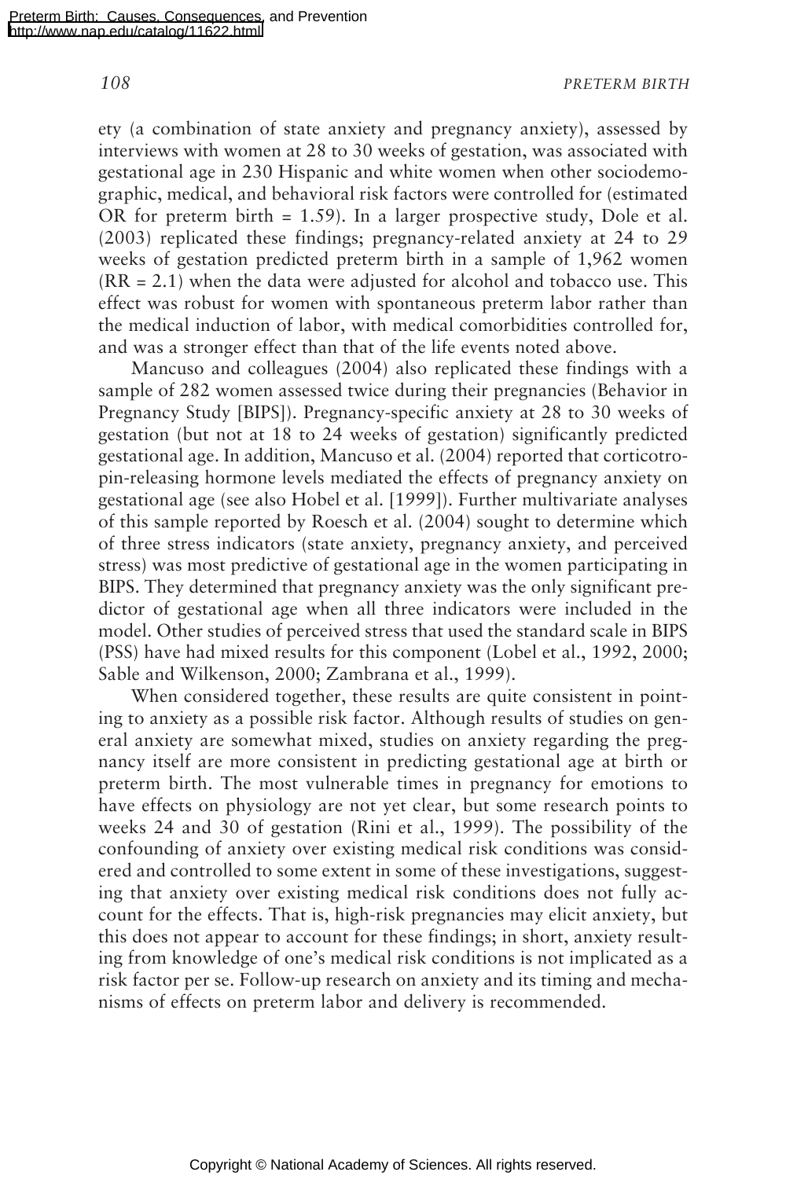ety (a combination of state anxiety and pregnancy anxiety), assessed by interviews with women at 28 to 30 weeks of gestation, was associated with gestational age in 230 Hispanic and white women when other sociodemographic, medical, and behavioral risk factors were controlled for (estimated OR for preterm birth = 1.59). In a larger prospective study, Dole et al. (2003) replicated these findings; pregnancy-related anxiety at 24 to 29 weeks of gestation predicted preterm birth in a sample of 1,962 women (RR = 2.1) when the data were adjusted for alcohol and tobacco use. This effect was robust for women with spontaneous preterm labor rather than the medical induction of labor, with medical comorbidities controlled for, and was a stronger effect than that of the life events noted above.

Mancuso and colleagues (2004) also replicated these findings with a sample of 282 women assessed twice during their pregnancies (Behavior in Pregnancy Study [BIPS]). Pregnancy-specific anxiety at 28 to 30 weeks of gestation (but not at 18 to 24 weeks of gestation) significantly predicted gestational age. In addition, Mancuso et al. (2004) reported that corticotropin-releasing hormone levels mediated the effects of pregnancy anxiety on gestational age (see also Hobel et al. [1999]). Further multivariate analyses of this sample reported by Roesch et al. (2004) sought to determine which of three stress indicators (state anxiety, pregnancy anxiety, and perceived stress) was most predictive of gestational age in the women participating in BIPS. They determined that pregnancy anxiety was the only significant predictor of gestational age when all three indicators were included in the model. Other studies of perceived stress that used the standard scale in BIPS (PSS) have had mixed results for this component (Lobel et al., 1992, 2000; Sable and Wilkenson, 2000; Zambrana et al., 1999).

When considered together, these results are quite consistent in pointing to anxiety as a possible risk factor. Although results of studies on general anxiety are somewhat mixed, studies on anxiety regarding the pregnancy itself are more consistent in predicting gestational age at birth or preterm birth. The most vulnerable times in pregnancy for emotions to have effects on physiology are not yet clear, but some research points to weeks 24 and 30 of gestation (Rini et al., 1999). The possibility of the confounding of anxiety over existing medical risk conditions was considered and controlled to some extent in some of these investigations, suggesting that anxiety over existing medical risk conditions does not fully account for the effects. That is, high-risk pregnancies may elicit anxiety, but this does not appear to account for these findings; in short, anxiety resulting from knowledge of one's medical risk conditions is not implicated as a risk factor per se. Follow-up research on anxiety and its timing and mechanisms of effects on preterm labor and delivery is recommended.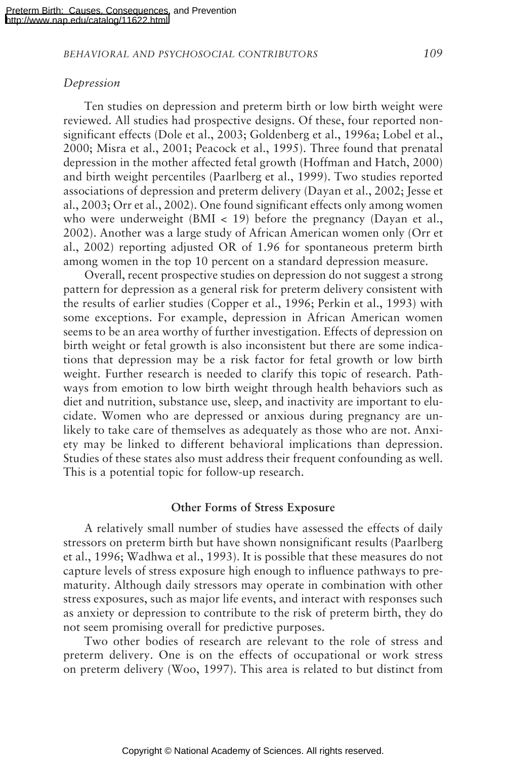*Depression*

Ten studies on depression and preterm birth or low birth weight were reviewed. All studies had prospective designs. Of these, four reported nonsignificant effects (Dole et al., 2003; Goldenberg et al., 1996a; Lobel et al., 2000; Misra et al., 2001; Peacock et al., 1995). Three found that prenatal depression in the mother affected fetal growth (Hoffman and Hatch, 2000) and birth weight percentiles (Paarlberg et al., 1999). Two studies reported associations of depression and preterm delivery (Dayan et al., 2002; Jesse et al., 2003; Orr et al., 2002). One found significant effects only among women who were underweight (BMI < 19) before the pregnancy (Dayan et al., 2002). Another was a large study of African American women only (Orr et al., 2002) reporting adjusted OR of 1.96 for spontaneous preterm birth among women in the top 10 percent on a standard depression measure.

Overall, recent prospective studies on depression do not suggest a strong pattern for depression as a general risk for preterm delivery consistent with the results of earlier studies (Copper et al., 1996; Perkin et al., 1993) with some exceptions. For example, depression in African American women seems to be an area worthy of further investigation. Effects of depression on birth weight or fetal growth is also inconsistent but there are some indications that depression may be a risk factor for fetal growth or low birth weight. Further research is needed to clarify this topic of research. Pathways from emotion to low birth weight through health behaviors such as diet and nutrition, substance use, sleep, and inactivity are important to elucidate. Women who are depressed or anxious during pregnancy are unlikely to take care of themselves as adequately as those who are not. Anxiety may be linked to different behavioral implications than depression. Studies of these states also must address their frequent confounding as well. This is a potential topic for follow-up research.

## Other Forms of Stress Exposure

A relatively small number of studies have assessed the effects of daily stressors on preterm birth but have shown nonsignificant results (Paarlberg et al., 1996; Wadhwa et al., 1993). It is possible that these measures do not capture levels of stress exposure high enough to influence pathways to prematurity. Although daily stressors may operate in combination with other stress exposures, such as major life events, and interact with responses such as anxiety or depression to contribute to the risk of preterm birth, they do not seem promising overall for predictive purposes.

Two other bodies of research are relevant to the role of stress and preterm delivery. One is on the effects of occupational or work stress on preterm delivery (Woo, 1997). This area is related to but distinct from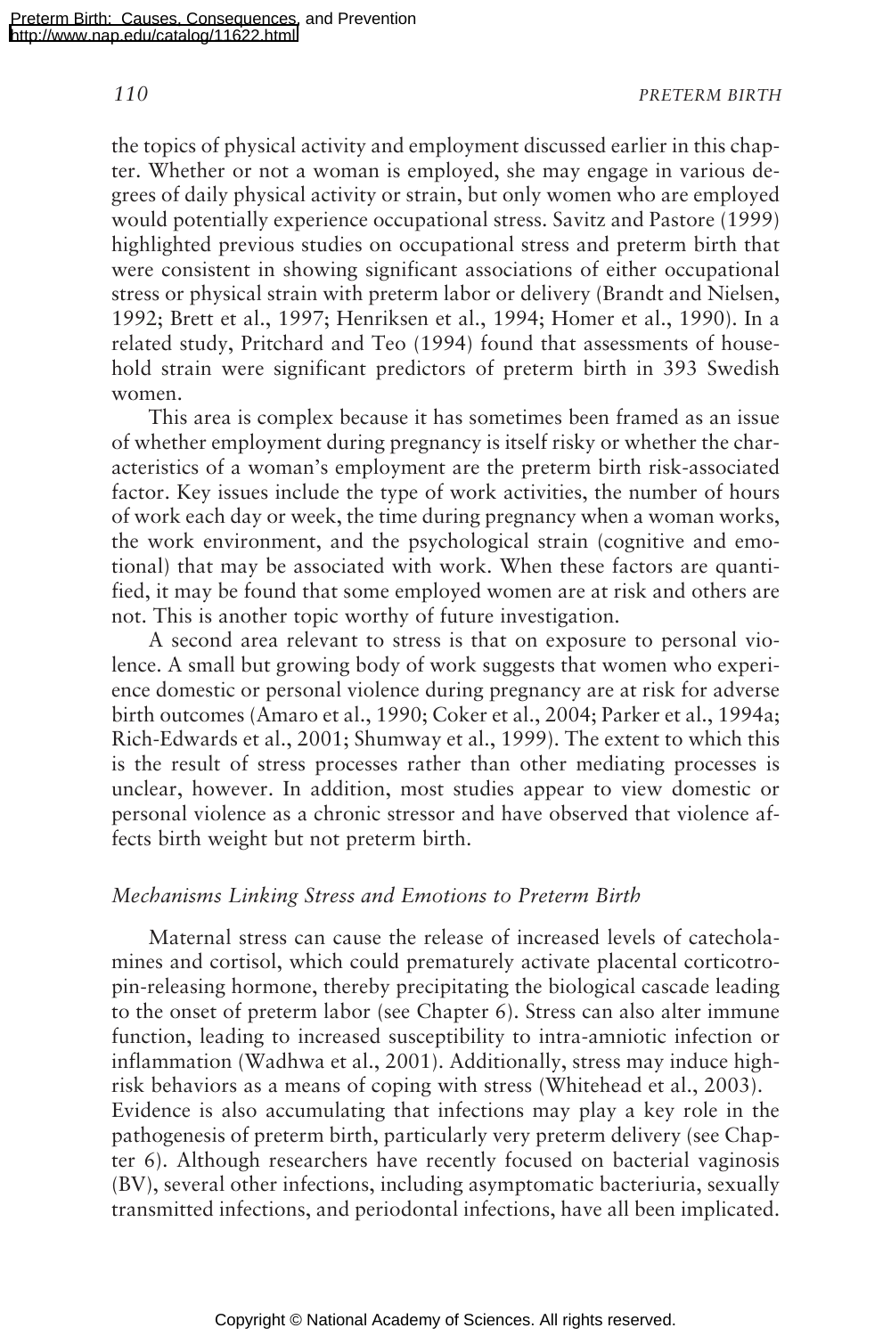the topics of physical activity and employment discussed earlier in this chapter. Whether or not a woman is employed, she may engage in various degrees of daily physical activity or strain, but only women who are employed would potentially experience occupational stress. Savitz and Pastore (1999) highlighted previous studies on occupational stress and preterm birth that were consistent in showing significant associations of either occupational stress or physical strain with preterm labor or delivery (Brandt and Nielsen, 1992; Brett et al., 1997; Henriksen et al., 1994; Homer et al., 1990). In a related study, Pritchard and Teo (1994) found that assessments of household strain were significant predictors of preterm birth in 393 Swedish women.

This area is complex because it has sometimes been framed as an issue of whether employment during pregnancy is itself risky or whether the characteristics of a woman's employment are the preterm birth risk-associated factor. Key issues include the type of work activities, the number of hours of work each day or week, the time during pregnancy when a woman works, the work environment, and the psychological strain (cognitive and emotional) that may be associated with work. When these factors are quantified, it may be found that some employed women are at risk and others are not. This is another topic worthy of future investigation.

A second area relevant to stress is that on exposure to personal violence. A small but growing body of work suggests that women who experience domestic or personal violence during pregnancy are at risk for adverse birth outcomes (Amaro et al., 1990; Coker et al., 2004; Parker et al., 1994a; Rich-Edwards et al., 2001; Shumway et al., 1999). The extent to which this is the result of stress processes rather than other mediating processes is unclear, however. In addition, most studies appear to view domestic or personal violence as a chronic stressor and have observed that violence affects birth weight but not preterm birth.

### *Mechanisms Linking Stress and Emotions to Preterm Birth*

Maternal stress can cause the release of increased levels of catecholamines and cortisol, which could prematurely activate placental corticotropin-releasing hormone, thereby precipitating the biological cascade leading to the onset of preterm labor (see Chapter 6). Stress can also alter immune function, leading to increased susceptibility to intra-amniotic infection or inflammation (Wadhwa et al., 2001). Additionally, stress may induce high-risk behaviors as a means of coping with stress (Whitehead et al., 2003). Evidence is also accumulating that infections may play a key role in the pathogenesis of preterm birth, particularly very preterm delivery (see Chapter 6). Although researchers have recently focused on bacterial vaginosis (BV), several other infections, including asymptomatic bacteriuria, sexually transmitted infections, and periodontal infections, have all been implicated.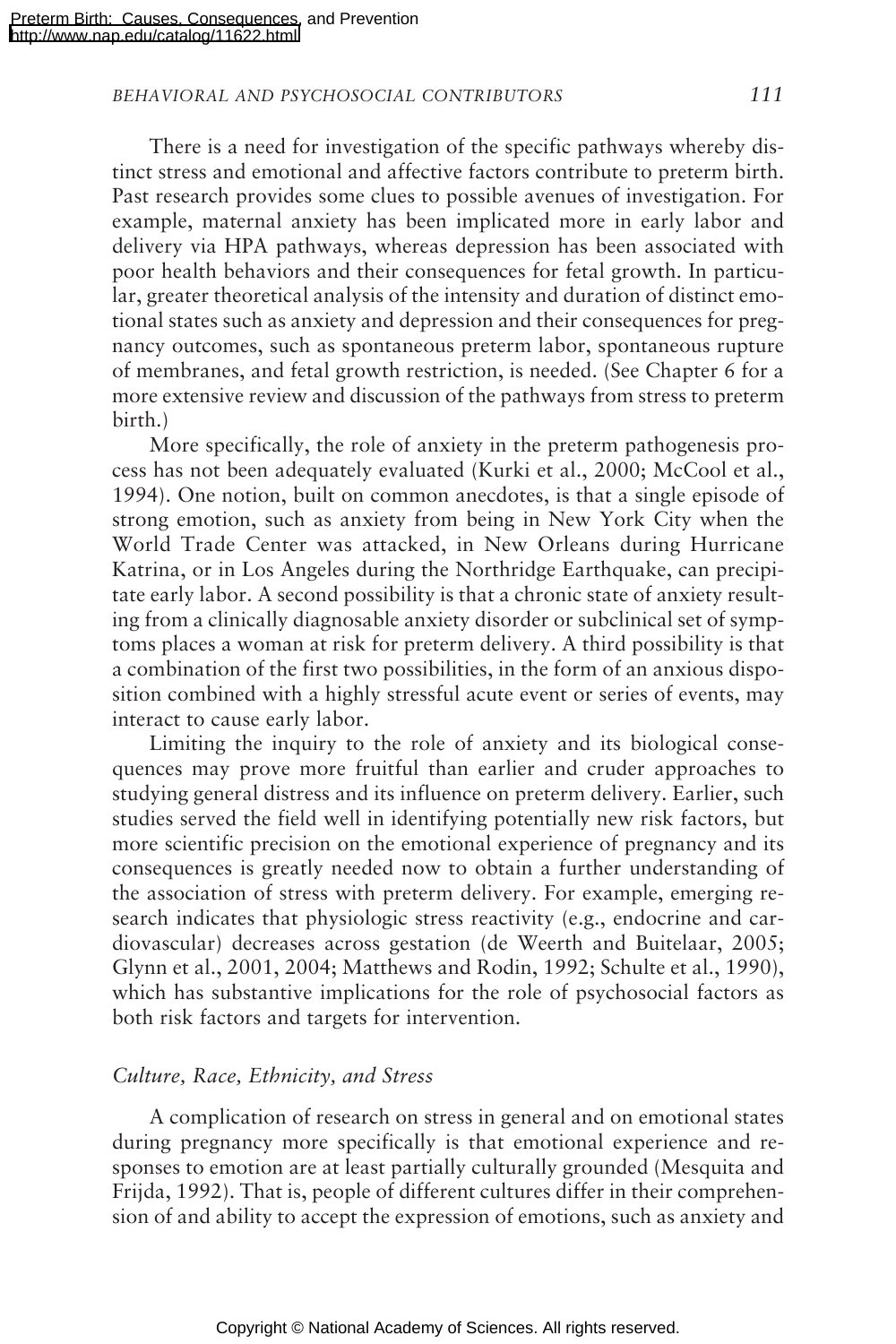There is a need for investigation of the specific pathways whereby distinct stress and emotional and affective factors contribute to preterm birth. Past research provides some clues to possible avenues of investigation. For example, maternal anxiety has been implicated more in early labor and delivery via HPA pathways, whereas depression has been associated with poor health behaviors and their consequences for fetal growth. In particular, greater theoretical analysis of the intensity and duration of distinct emotional states such as anxiety and depression and their consequences for pregnancy outcomes, such as spontaneous preterm labor, spontaneous rupture of membranes, and fetal growth restriction, is needed. (See Chapter 6 for a more extensive review and discussion of the pathways from stress to preterm birth.)

More specifically, the role of anxiety in the preterm pathogenesis process has not been adequately evaluated (Kurki et al., 2000; McCool et al., 1994). One notion, built on common anecdotes, is that a single episode of strong emotion, such as anxiety from being in New York City when the World Trade Center was attacked, in New Orleans during Hurricane Katrina, or in Los Angeles during the Northridge Earthquake, can precipitate early labor. A second possibility is that a chronic state of anxiety resulting from a clinically diagnosable anxiety disorder or subclinical set of symptoms places a woman at risk for preterm delivery. A third possibility is that a combination of the first two possibilities, in the form of an anxious disposition combined with a highly stressful acute event or series of events, may interact to cause early labor.

Limiting the inquiry to the role of anxiety and its biological consequences may prove more fruitful than earlier and cruder approaches to studying general distress and its influence on preterm delivery. Earlier, such studies served the field well in identifying potentially new risk factors, but more scientific precision on the emotional experience of pregnancy and its consequences is greatly needed now to obtain a further understanding of the association of stress with preterm delivery. For example, emerging research indicates that physiologic stress reactivity (e.g., endocrine and cardiovascular) decreases across gestation (de Weerth and Buitelaar, 2005; Glynn et al., 2001, 2004; Matthews and Rodin, 1992; Schulte et al., 1990), which has substantive implications for the role of psychosocial factors as both risk factors and targets for intervention.

### *Culture, Race, Ethnicity, and Stress*

A complication of research on stress in general and on emotional states during pregnancy more specifically is that emotional experience and responses to emotion are at least partially culturally grounded (Mesquita and Frijda, 1992). That is, people of different cultures differ in their comprehension of and ability to accept the expression of emotions, such as anxiety and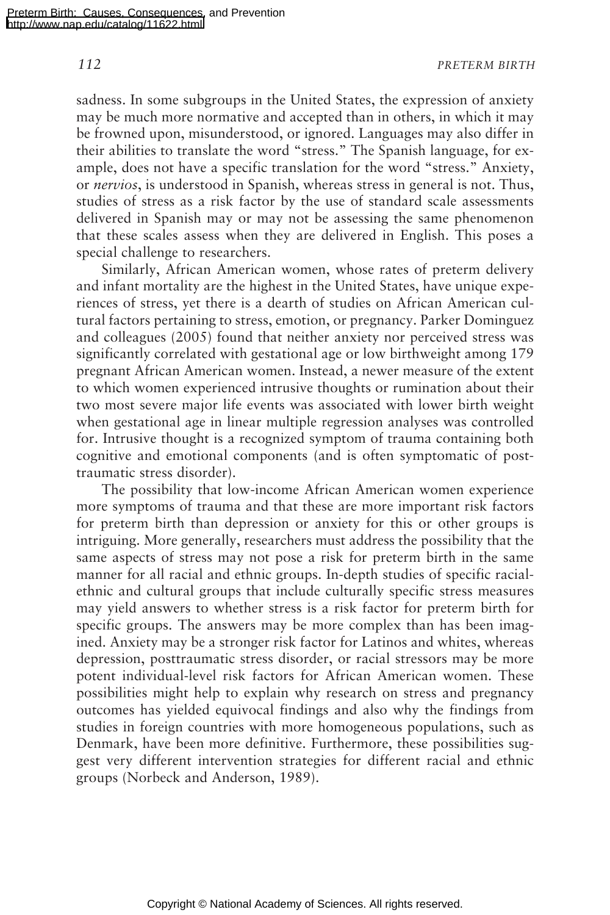sadness. In some subgroups in the United States, the expression of anxiety may be much more normative and accepted than in others, in which it may be frowned upon, misunderstood, or ignored. Languages may also differ in their abilities to translate the word "stress." The Spanish language, for example, does not have a specific translation for the word "stress." Anxiety, or *nervios*, is understood in Spanish, whereas stress in general is not. Thus, studies of stress as a risk factor by the use of standard scale assessments delivered in Spanish may or may not be assessing the same phenomenon that these scales assess when they are delivered in English. This poses a special challenge to researchers.

Similarly, African American women, whose rates of preterm delivery and infant mortality are the highest in the United States, have unique experiences of stress, yet there is a dearth of studies on African American cultural factors pertaining to stress, emotion, or pregnancy. Parker Dominguez and colleagues (2005) found that neither anxiety nor perceived stress was significantly correlated with gestational age or low birthweight among 179 pregnant African American women. Instead, a newer measure of the extent to which women experienced intrusive thoughts or rumination about their two most severe major life events was associated with lower birth weight when gestational age in linear multiple regression analyses was controlled for. Intrusive thought is a recognized symptom of trauma containing both cognitive and emotional components (and is often symptomatic of post-traumatic stress disorder).

The possibility that low-income African American women experience more symptoms of trauma and that these are more important risk factors for preterm birth than depression or anxiety for this or other groups is intriguing. More generally, researchers must address the possibility that the same aspects of stress may not pose a risk for preterm birth in the same manner for all racial and ethnic groups. In-depth studies of specific racial-ethnic and cultural groups that include culturally specific stress measures may yield answers to whether stress is a risk factor for preterm birth for specific groups. The answers may be more complex than has been imagined. Anxiety may be a stronger risk factor for Latinos and whites, whereas depression, posttraumatic stress disorder, or racial stressors may be more potent individual-level risk factors for African American women. These possibilities might help to explain why research on stress and pregnancy outcomes has yielded equivocal findings and also why the findings from studies in foreign countries with more homogeneous populations, such as Denmark, have been more definitive. Furthermore, these possibilities suggest very different intervention strategies for different racial and ethnic groups (Norbeck and Anderson, 1989).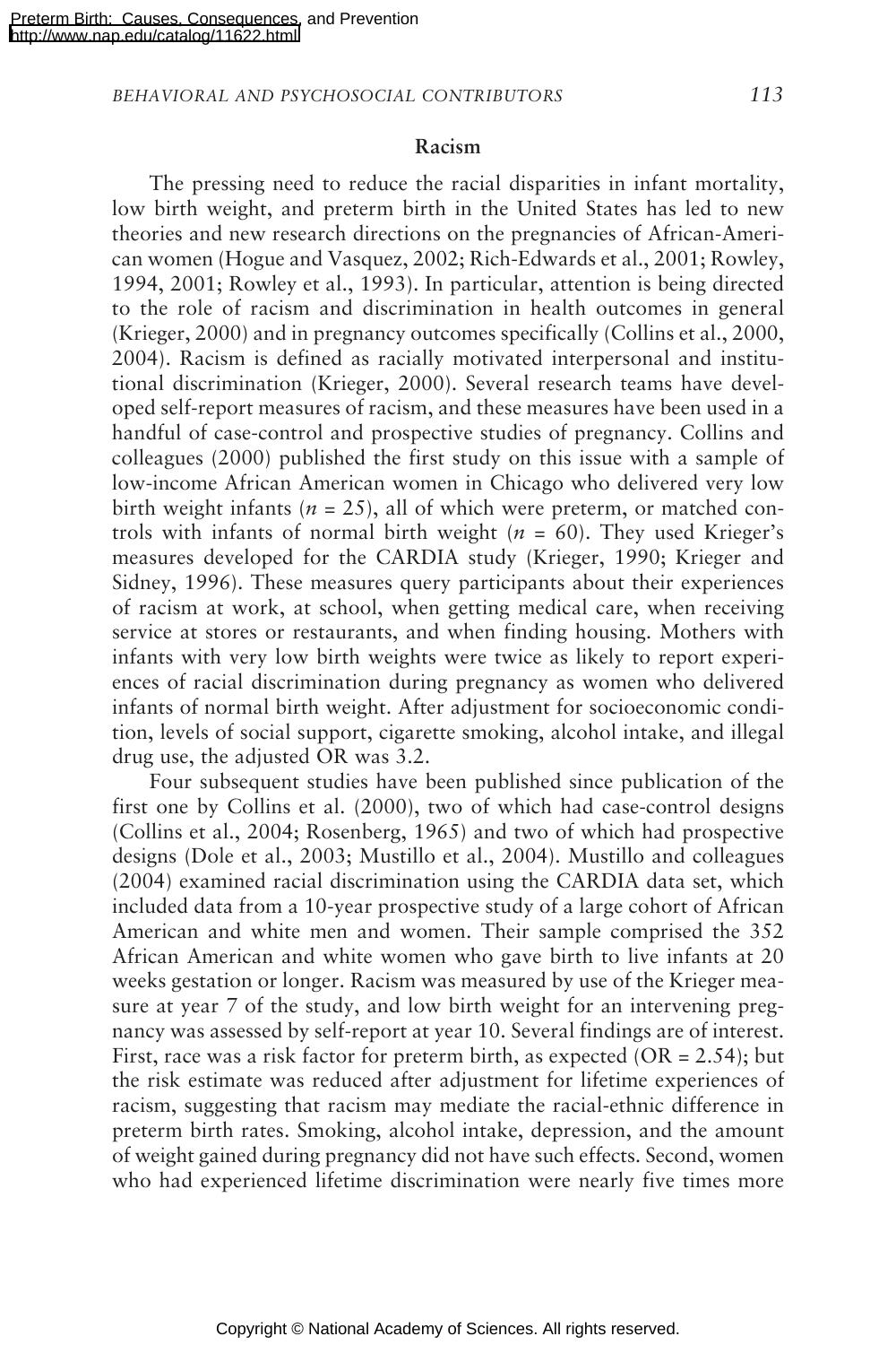### Racism

The pressing need to reduce the racial disparities in infant mortality, low birth weight, and preterm birth in the United States has led to new theories and new research directions on the pregnancies of African-American women (Hogue and Vasquez, 2002; Rich-Edwards et al., 2001; Rowley, 1994, 2001; Rowley et al., 1993). In particular, attention is being directed to the role of racism and discrimination in health outcomes in general (Krieger, 2000) and in pregnancy outcomes specifically (Collins et al., 2000, 2004). Racism is defined as racially motivated interpersonal and institutional discrimination (Krieger, 2000). Several research teams have developed self-report measures of racism, and these measures have been used in a handful of case-control and prospective studies of pregnancy. Collins and colleagues (2000) published the first study on this issue with a sample of low-income African American women in Chicago who delivered very low birth weight infants ($n = 25$), all of which were preterm, or matched controls with infants of normal birth weight ($n = 60$). They used Krieger's measures developed for the CARDIA study (Krieger, 1990; Krieger and Sidney, 1996). These measures query participants about their experiences of racism at work, at school, when getting medical care, when receiving service at stores or restaurants, and when finding housing. Mothers with infants with very low birth weights were twice as likely to report experiences of racial discrimination during pregnancy as women who delivered infants of normal birth weight. After adjustment for socioeconomic condition, levels of social support, cigarette smoking, alcohol intake, and illegal drug use, the adjusted OR was 3.2.

Four subsequent studies have been published since publication of the first one by Collins et al. (2000), two of which had case-control designs (Collins et al., 2004; Rosenberg, 1965) and two of which had prospective designs (Dole et al., 2003; Mustillo et al., 2004). Mustillo and colleagues (2004) examined racial discrimination using the CARDIA data set, which included data from a 10-year prospective study of a large cohort of African American and white men and women. Their sample comprised the 352 African American and white women who gave birth to live infants at 20 weeks gestation or longer. Racism was measured by use of the Krieger measure at year 7 of the study, and low birth weight for an intervening pregnancy was assessed by self-report at year 10. Several findings are of interest. First, race was a risk factor for preterm birth, as expected (OR = 2.54); but the risk estimate was reduced after adjustment for lifetime experiences of racism, suggesting that racism may mediate the racial-ethnic difference in preterm birth rates. Smoking, alcohol intake, depression, and the amount of weight gained during pregnancy did not have such effects. Second, women who had experienced lifetime discrimination were nearly five times more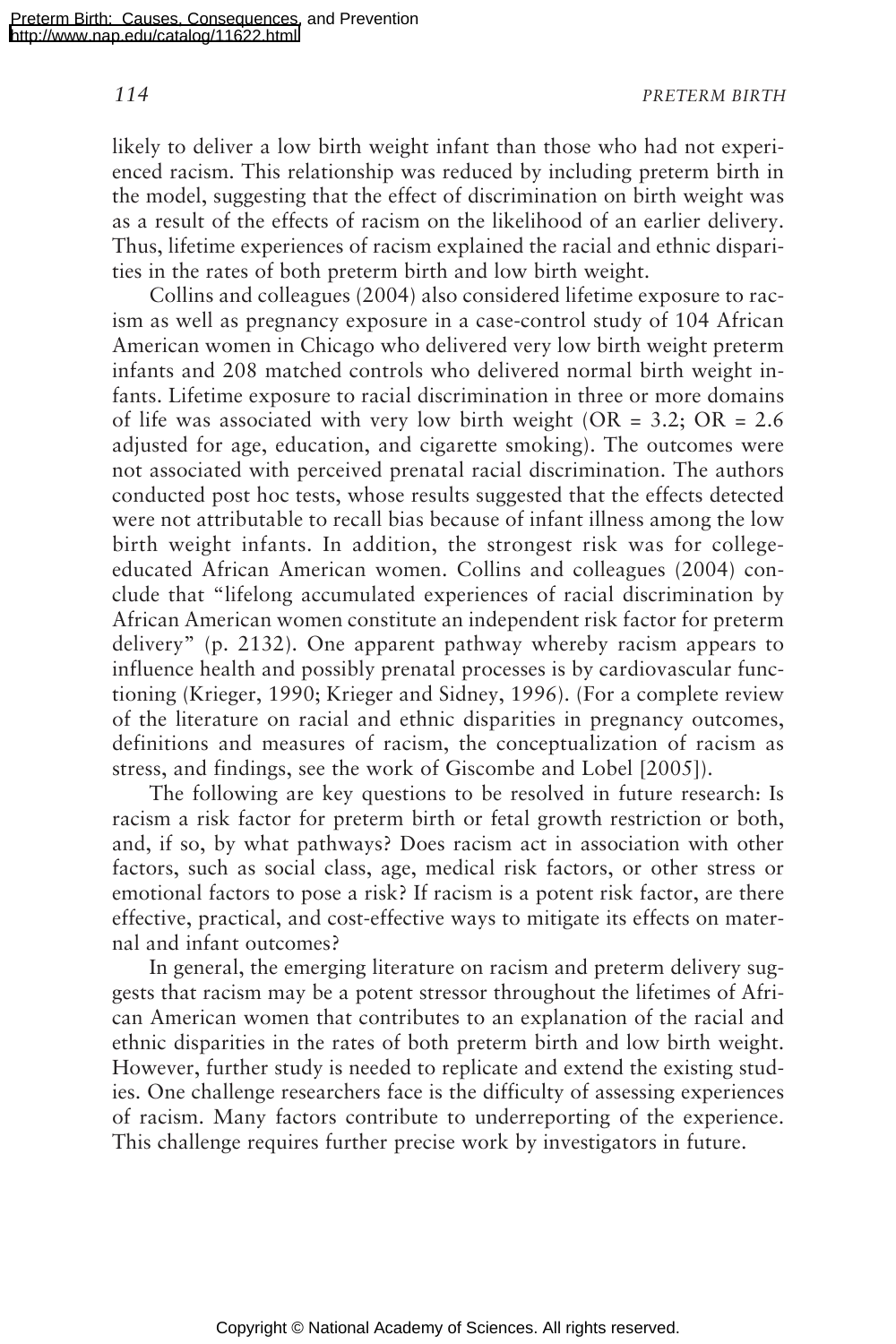likely to deliver a low birth weight infant than those who had not experienced racism. This relationship was reduced by including preterm birth in the model, suggesting that the effect of discrimination on birth weight was as a result of the effects of racism on the likelihood of an earlier delivery. Thus, lifetime experiences of racism explained the racial and ethnic disparities in the rates of both preterm birth and low birth weight.

Collins and colleagues (2004) also considered lifetime exposure to racism as well as pregnancy exposure in a case-control study of 104 African American women in Chicago who delivered very low birth weight preterm infants and 208 matched controls who delivered normal birth weight infants. Lifetime exposure to racial discrimination in three or more domains of life was associated with very low birth weight (OR = 3.2; OR = 2.6 adjusted for age, education, and cigarette smoking). The outcomes were not associated with perceived prenatal racial discrimination. The authors conducted post hoc tests, whose results suggested that the effects detected were not attributable to recall bias because of infant illness among the low birth weight infants. In addition, the strongest risk was for college-educated African American women. Collins and colleagues (2004) conclude that "lifelong accumulated experiences of racial discrimination by African American women constitute an independent risk factor for preterm delivery" (p. 2132). One apparent pathway whereby racism appears to influence health and possibly prenatal processes is by cardiovascular functioning (Krieger, 1990; Krieger and Sidney, 1996). (For a complete review of the literature on racial and ethnic disparities in pregnancy outcomes, definitions and measures of racism, the conceptualization of racism as stress, and findings, see the work of Giscombe and Lobel [2005]).

The following are key questions to be resolved in future research: Is racism a risk factor for preterm birth or fetal growth restriction or both, and, if so, by what pathways? Does racism act in association with other factors, such as social class, age, medical risk factors, or other stress or emotional factors to pose a risk? If racism is a potent risk factor, are there effective, practical, and cost-effective ways to mitigate its effects on maternal and infant outcomes?

In general, the emerging literature on racism and preterm delivery suggests that racism may be a potent stressor throughout the lifetimes of African American women that contributes to an explanation of the racial and ethnic disparities in the rates of both preterm birth and low birth weight. However, further study is needed to replicate and extend the existing studies. One challenge researchers face is the difficulty of assessing experiences of racism. Many factors contribute to underreporting of the experience. This challenge requires further precise work by investigators in future.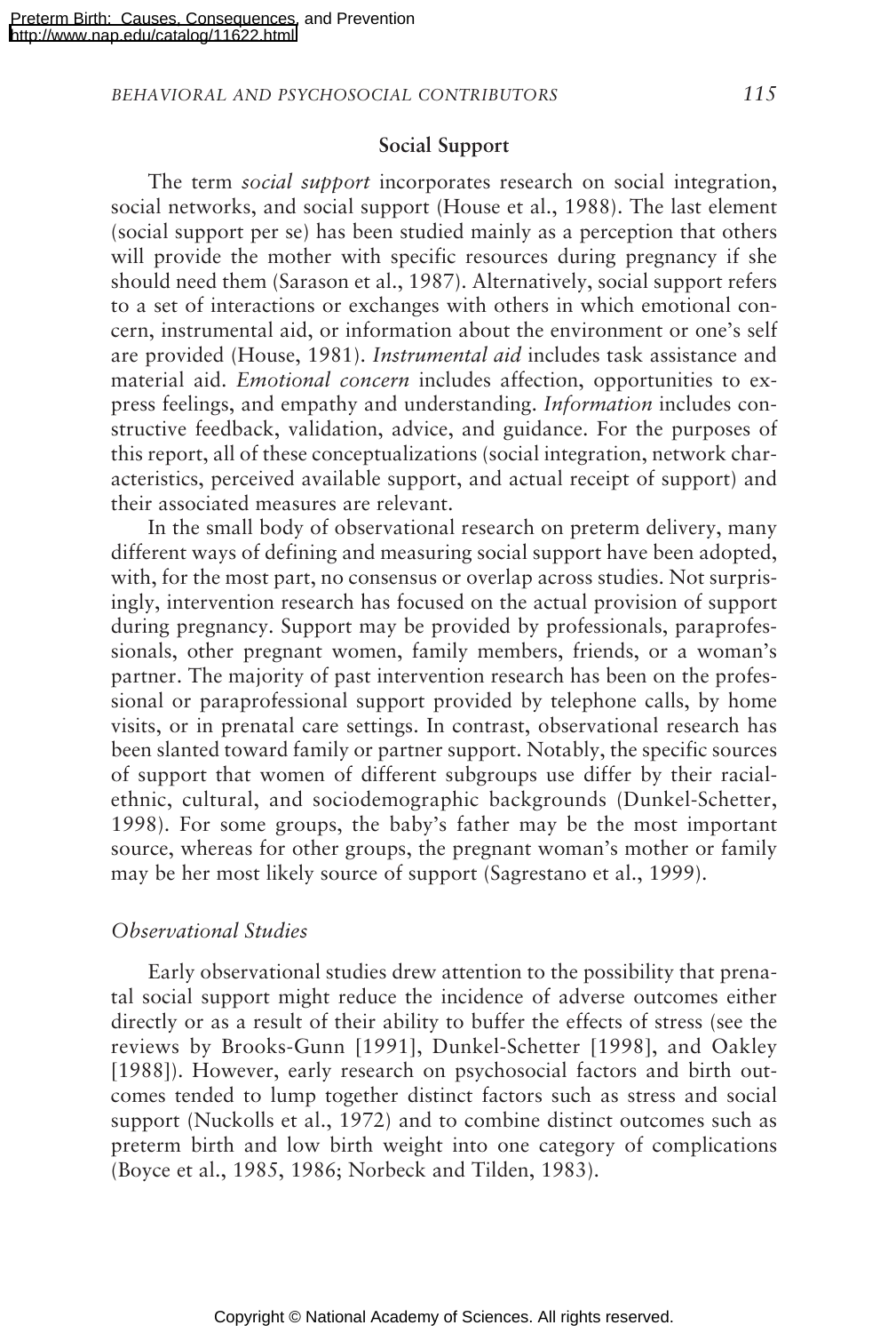## Social Support

The term *social support* incorporates research on social integration, social networks, and social support (House et al., 1988). The last element (social support per se) has been studied mainly as a perception that others will provide the mother with specific resources during pregnancy if she should need them (Sarason et al., 1987). Alternatively, social support refers to a set of interactions or exchanges with others in which emotional concern, instrumental aid, or information about the environment or one's self are provided (House, 1981). *Instrumental aid* includes task assistance and material aid. *Emotional concern* includes affection, opportunities to express feelings, and empathy and understanding. *Information* includes constructive feedback, validation, advice, and guidance. For the purposes of this report, all of these conceptualizations (social integration, network characteristics, perceived available support, and actual receipt of support) and their associated measures are relevant.

In the small body of observational research on preterm delivery, many different ways of defining and measuring social support have been adopted, with, for the most part, no consensus or overlap across studies. Not surprisingly, intervention research has focused on the actual provision of support during pregnancy. Support may be provided by professionals, paraprofessionals, other pregnant women, family members, friends, or a woman's partner. The majority of past intervention research has been on the professional or paraprofessional support provided by telephone calls, by home visits, or in prenatal care settings. In contrast, observational research has been slanted toward family or partner support. Notably, the specific sources of support that women of different subgroups use differ by their racial-ethnic, cultural, and sociodemographic backgrounds (Dunkel-Schetter, 1998). For some groups, the baby's father may be the most important source, whereas for other groups, the pregnant woman's mother or family may be her most likely source of support (Sagrestano et al., 1999).

### *Observational Studies*

Early observational studies drew attention to the possibility that prenatal social support might reduce the incidence of adverse outcomes either directly or as a result of their ability to buffer the effects of stress (see the reviews by Brooks-Gunn [1991], Dunkel-Schetter [1998], and Oakley [1988]). However, early research on psychosocial factors and birth outcomes tended to lump together distinct factors such as stress and social support (Nuckolls et al., 1972) and to combine distinct outcomes such as preterm birth and low birth weight into one category of complications (Boyce et al., 1985, 1986; Norbeck and Tilden, 1983).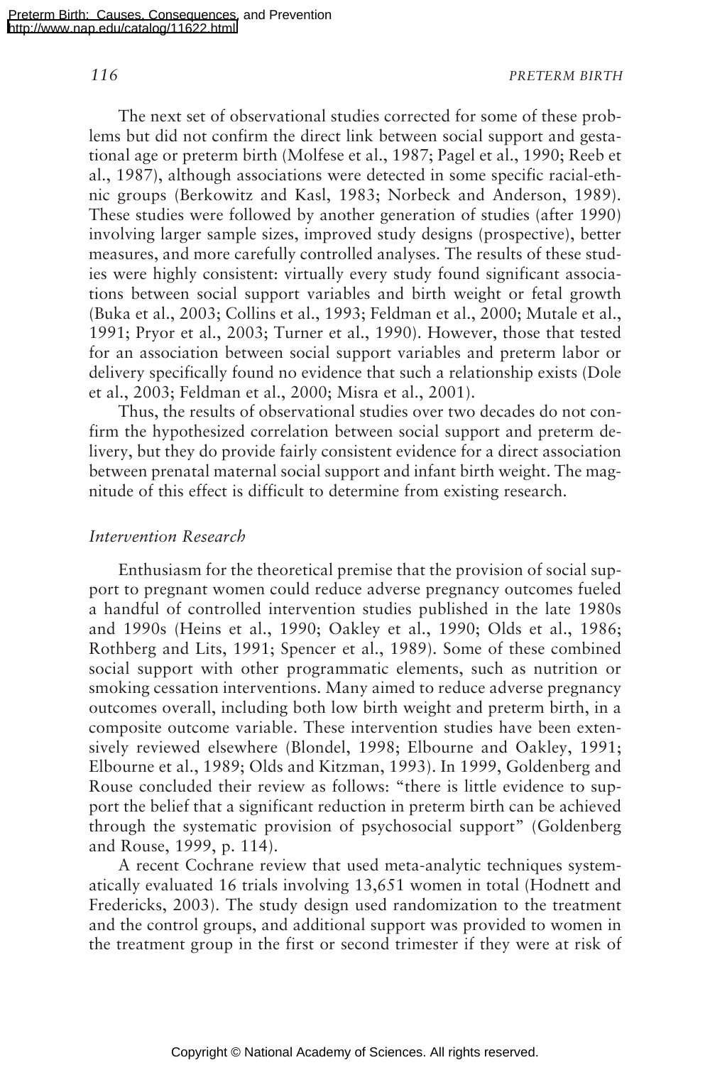The next set of observational studies corrected for some of these problems but did not confirm the direct link between social support and gestational age or preterm birth (Molfese et al., 1987; Pagel et al., 1990; Reeb et al., 1987), although associations were detected in some specific racial-ethnic groups (Berkowitz and Kasl, 1983; Norbeck and Anderson, 1989). These studies were followed by another generation of studies (after 1990) involving larger sample sizes, improved study designs (prospective), better measures, and more carefully controlled analyses. The results of these studies were highly consistent: virtually every study found significant associations between social support variables and birth weight or fetal growth (Buka et al., 2003; Collins et al., 1993; Feldman et al., 2000; Mutale et al., 1991; Pryor et al., 2003; Turner et al., 1990). However, those that tested for an association between social support variables and preterm labor or delivery specifically found no evidence that such a relationship exists (Dole et al., 2003; Feldman et al., 2000; Misra et al., 2001).

Thus, the results of observational studies over two decades do not confirm the hypothesized correlation between social support and preterm delivery, but they do provide fairly consistent evidence for a direct association between prenatal maternal social support and infant birth weight. The magnitude of this effect is difficult to determine from existing research.

### *Intervention Research*

Enthusiasm for the theoretical premise that the provision of social support to pregnant women could reduce adverse pregnancy outcomes fueled a handful of controlled intervention studies published in the late 1980s and 1990s (Heins et al., 1990; Oakley et al., 1990; Olds et al., 1986; Rothberg and Lits, 1991; Spencer et al., 1989). Some of these combined social support with other programmatic elements, such as nutrition or smoking cessation interventions. Many aimed to reduce adverse pregnancy outcomes overall, including both low birth weight and preterm birth, in a composite outcome variable. These intervention studies have been extensively reviewed elsewhere (Blondel, 1998; Elbourne and Oakley, 1991; Elbourne et al., 1989; Olds and Kitzman, 1993). In 1999, Goldenberg and Rouse concluded their review as follows: "there is little evidence to support the belief that a significant reduction in preterm birth can be achieved through the systematic provision of psychosocial support" (Goldenberg and Rouse, 1999, p. 114).

A recent Cochrane review that used meta-analytic techniques systematically evaluated 16 trials involving 13,651 women in total (Hodnett and Fredericks, 2003). The study design used randomization to the treatment and the control groups, and additional support was provided to women in the treatment group in the first or second trimester if they were at risk of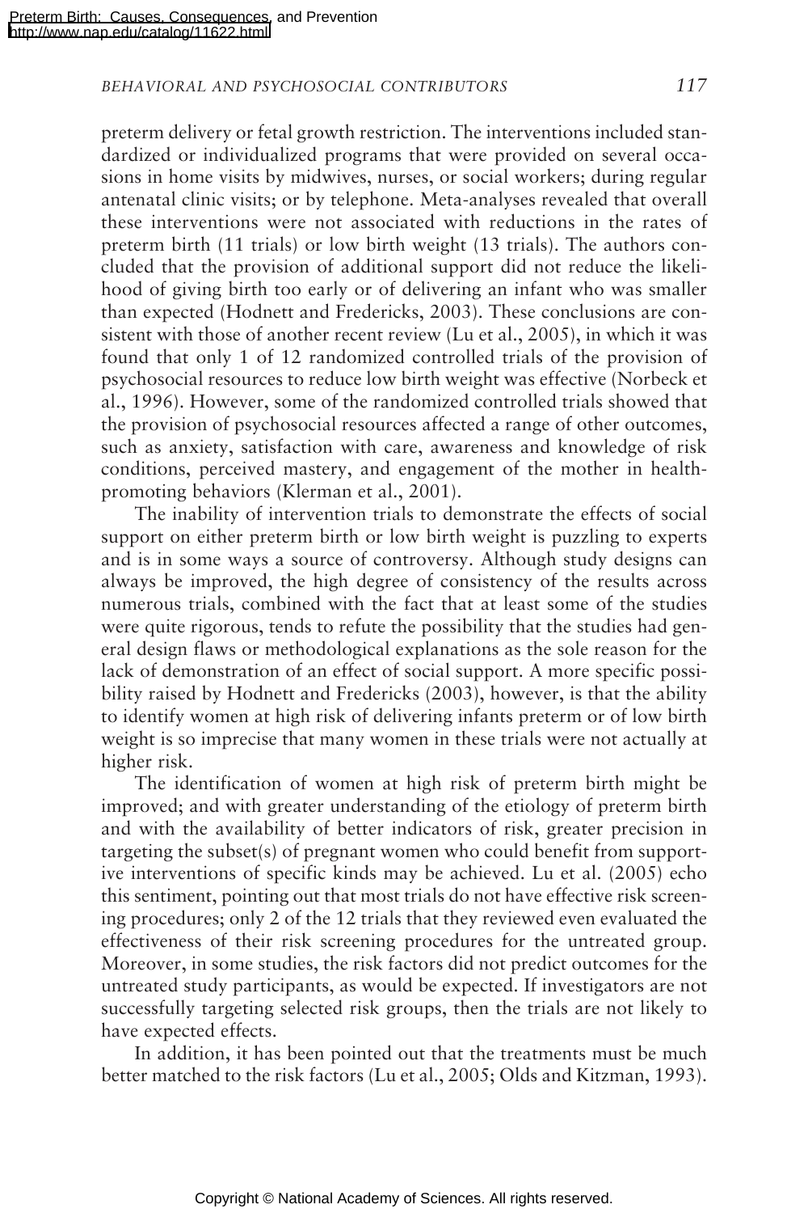preterm delivery or fetal growth restriction. The interventions included standardized or individualized programs that were provided on several occasions in home visits by midwives, nurses, or social workers; during regular antenatal clinic visits; or by telephone. Meta-analyses revealed that overall these interventions were not associated with reductions in the rates of preterm birth (11 trials) or low birth weight (13 trials). The authors concluded that the provision of additional support did not reduce the likelihood of giving birth too early or of delivering an infant who was smaller than expected (Hodnett and Fredericks, 2003). These conclusions are consistent with those of another recent review (Lu et al., 2005), in which it was found that only 1 of 12 randomized controlled trials of the provision of psychosocial resources to reduce low birth weight was effective (Norbeck et al., 1996). However, some of the randomized controlled trials showed that the provision of psychosocial resources affected a range of other outcomes, such as anxiety, satisfaction with care, awareness and knowledge of risk conditions, perceived mastery, and engagement of the mother in health-promoting behaviors (Klerman et al., 2001).

The inability of intervention trials to demonstrate the effects of social support on either preterm birth or low birth weight is puzzling to experts and is in some ways a source of controversy. Although study designs can always be improved, the high degree of consistency of the results across numerous trials, combined with the fact that at least some of the studies were quite rigorous, tends to refute the possibility that the studies had general design flaws or methodological explanations as the sole reason for the lack of demonstration of an effect of social support. A more specific possibility raised by Hodnett and Fredericks (2003), however, is that the ability to identify women at high risk of delivering infants preterm or of low birth weight is so imprecise that many women in these trials were not actually at higher risk.

The identification of women at high risk of preterm birth might be improved; and with greater understanding of the etiology of preterm birth and with the availability of better indicators of risk, greater precision in targeting the subset(s) of pregnant women who could benefit from supportive interventions of specific kinds may be achieved. Lu et al. (2005) echo this sentiment, pointing out that most trials do not have effective risk screening procedures; only 2 of the 12 trials that they reviewed even evaluated the effectiveness of their risk screening procedures for the untreated group. Moreover, in some studies, the risk factors did not predict outcomes for the untreated study participants, as would be expected. If investigators are not successfully targeting selected risk groups, then the trials are not likely to have expected effects.

In addition, it has been pointed out that the treatments must be much better matched to the risk factors (Lu et al., 2005; Olds and Kitzman, 1993).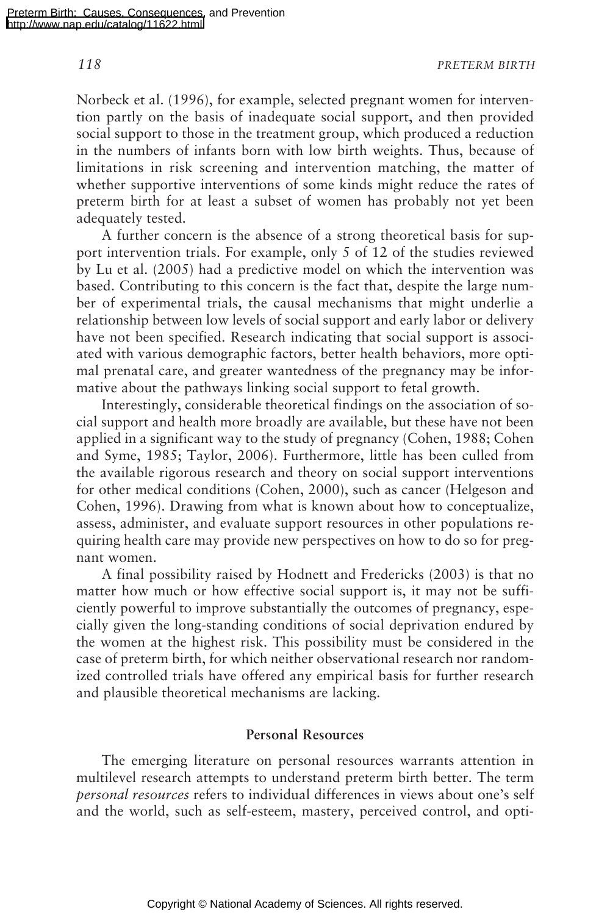Norbeck et al. (1996), for example, selected pregnant women for intervention partly on the basis of inadequate social support, and then provided social support to those in the treatment group, which produced a reduction in the numbers of infants born with low birth weights. Thus, because of limitations in risk screening and intervention matching, the matter of whether supportive interventions of some kinds might reduce the rates of preterm birth for at least a subset of women has probably not yet been adequately tested.

A further concern is the absence of a strong theoretical basis for support intervention trials. For example, only 5 of 12 of the studies reviewed by Lu et al. (2005) had a predictive model on which the intervention was based. Contributing to this concern is the fact that, despite the large number of experimental trials, the causal mechanisms that might underlie a relationship between low levels of social support and early labor or delivery have not been specified. Research indicating that social support is associated with various demographic factors, better health behaviors, more optimal prenatal care, and greater wantedness of the pregnancy may be informative about the pathways linking social support to fetal growth.

Interestingly, considerable theoretical findings on the association of social support and health more broadly are available, but these have not been applied in a significant way to the study of pregnancy (Cohen, 1988; Cohen and Syme, 1985; Taylor, 2006). Furthermore, little has been culled from the available rigorous research and theory on social support interventions for other medical conditions (Cohen, 2000), such as cancer (Helgeson and Cohen, 1996). Drawing from what is known about how to conceptualize, assess, administer, and evaluate support resources in other populations requiring health care may provide new perspectives on how to do so for pregnant women.

A final possibility raised by Hodnett and Fredericks (2003) is that no matter how much or how effective social support is, it may not be sufficiently powerful to improve substantially the outcomes of pregnancy, especially given the long-standing conditions of social deprivation endured by the women at the highest risk. This possibility must be considered in the case of preterm birth, for which neither observational research nor randomized controlled trials have offered any empirical basis for further research and plausible theoretical mechanisms are lacking.

### Personal Resources

The emerging literature on personal resources warrants attention in multilevel research attempts to understand preterm birth better. The term *personal resources* refers to individual differences in views about one's self and the world, such as self-esteem, mastery, perceived control, and opti-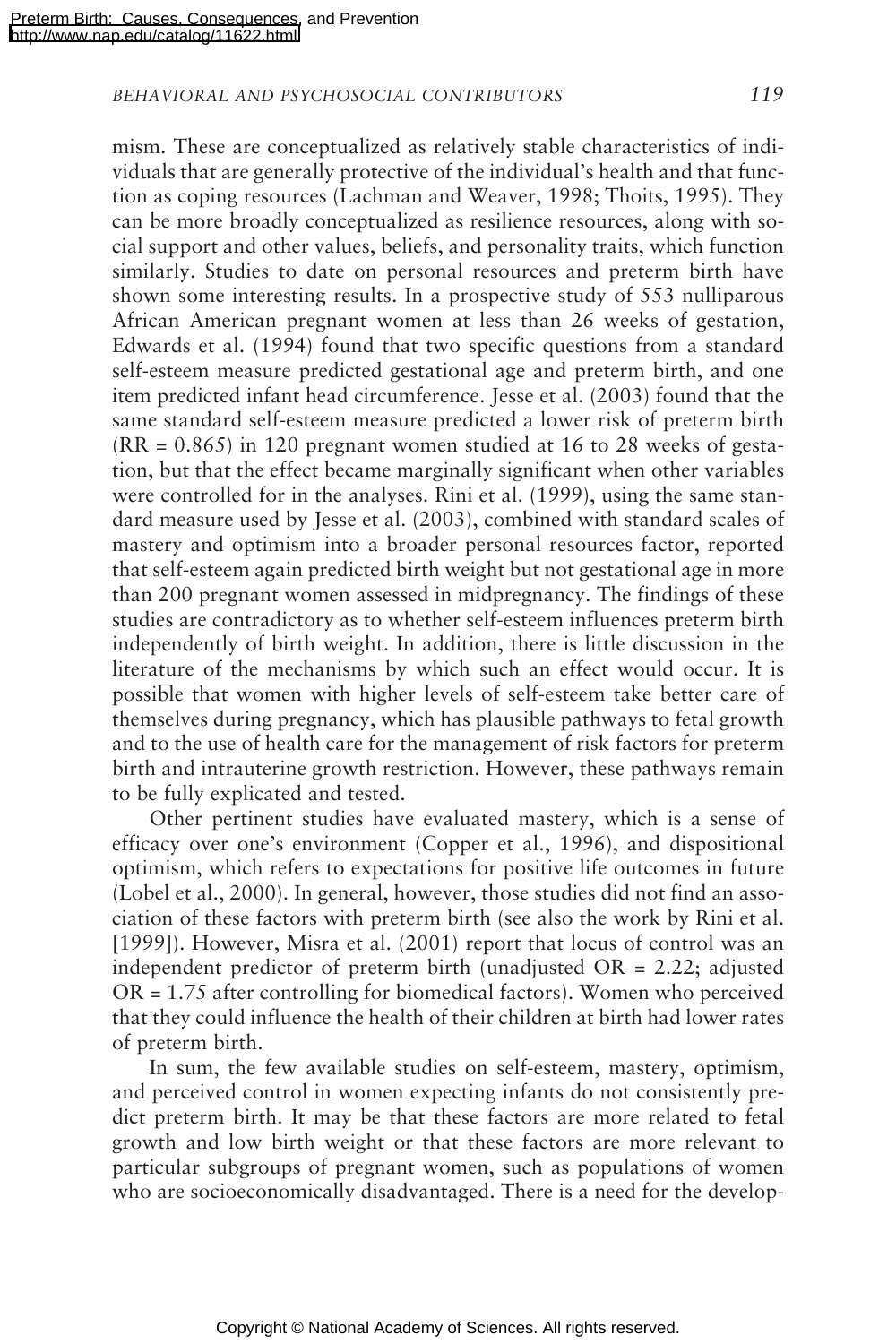mism. These are conceptualized as relatively stable characteristics of individuals that are generally protective of the individual's health and that function as coping resources (Lachman and Weaver, 1998; Thoits, 1995). They can be more broadly conceptualized as resilience resources, along with social support and other values, beliefs, and personality traits, which function similarly. Studies to date on personal resources and preterm birth have shown some interesting results. In a prospective study of 553 nulliparous African American pregnant women at less than 26 weeks of gestation, Edwards et al. (1994) found that two specific questions from a standard self-esteem measure predicted gestational age and preterm birth, and one item predicted infant head circumference. Jesse et al. (2003) found that the same standard self-esteem measure predicted a lower risk of preterm birth (RR = 0.865) in 120 pregnant women studied at 16 to 28 weeks of gestation, but that the effect became marginally significant when other variables were controlled for in the analyses. Rini et al. (1999), using the same standard measure used by Jesse et al. (2003), combined with standard scales of mastery and optimism into a broader personal resources factor, reported that self-esteem again predicted birth weight but not gestational age in more than 200 pregnant women assessed in midpregnancy. The findings of these studies are contradictory as to whether self-esteem influences preterm birth independently of birth weight. In addition, there is little discussion in the literature of the mechanisms by which such an effect would occur. It is possible that women with higher levels of self-esteem take better care of themselves during pregnancy, which has plausible pathways to fetal growth and to the use of health care for the management of risk factors for preterm birth and intrauterine growth restriction. However, these pathways remain to be fully explicated and tested.

Other pertinent studies have evaluated mastery, which is a sense of efficacy over one's environment (Copper et al., 1996), and dispositional optimism, which refers to expectations for positive life outcomes in future (Lobel et al., 2000). In general, however, those studies did not find an association of these factors with preterm birth (see also the work by Rini et al. [1999]). However, Misra et al. (2001) report that locus of control was an independent predictor of preterm birth (unadjusted OR = 2.22; adjusted OR = 1.75 after controlling for biomedical factors). Women who perceived that they could influence the health of their children at birth had lower rates of preterm birth.

In sum, the few available studies on self-esteem, mastery, optimism, and perceived control in women expecting infants do not consistently predict preterm birth. It may be that these factors are more related to fetal growth and low birth weight or that these factors are more relevant to particular subgroups of pregnant women, such as populations of women who are socioeconomically disadvantaged. There is a need for the develop-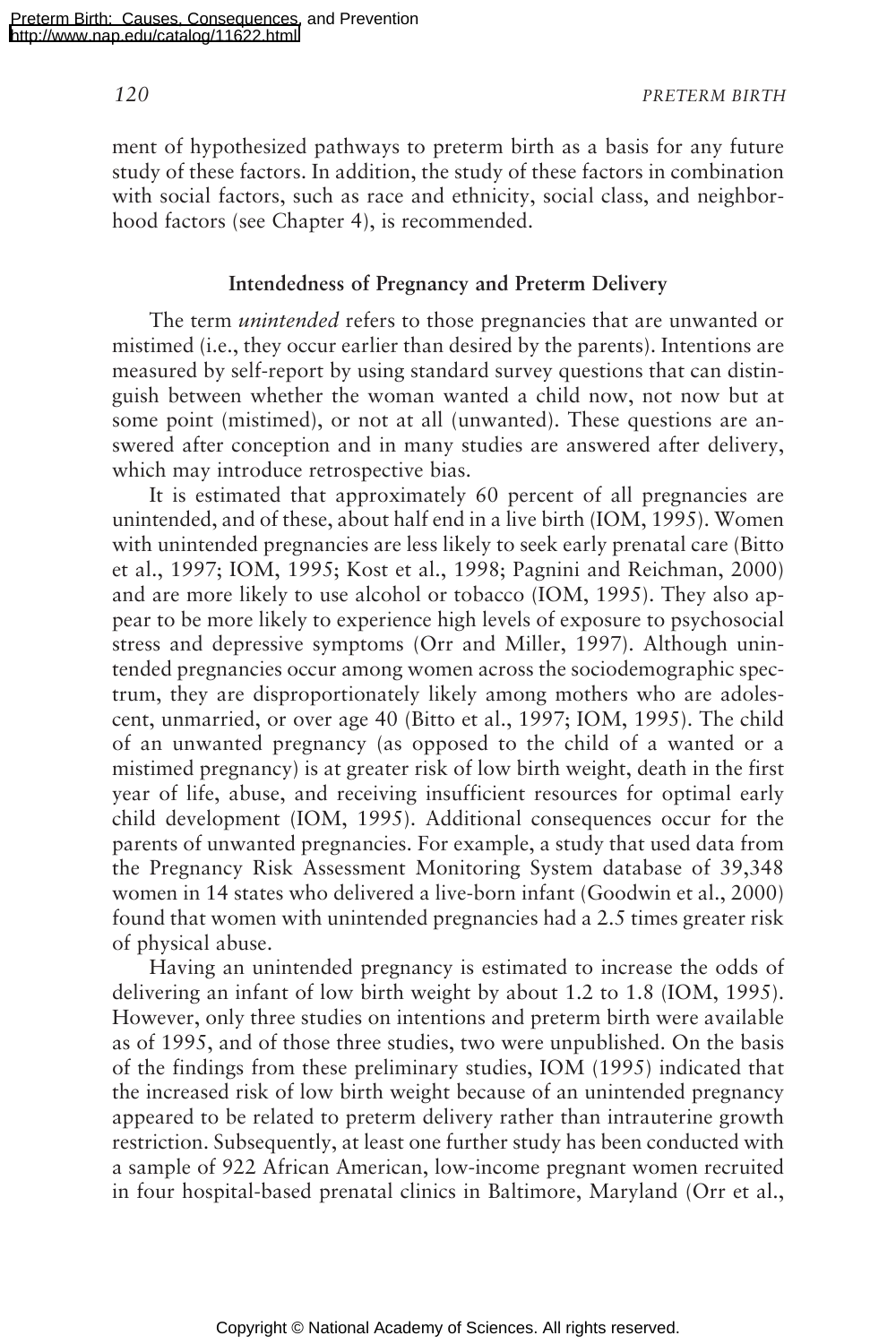ment of hypothesized pathways to preterm birth as a basis for any future study of these factors. In addition, the study of these factors in combination with social factors, such as race and ethnicity, social class, and neighborhood factors (see Chapter 4), is recommended.

### Intendedness of Pregnancy and Preterm Delivery

The term *unintended* refers to those pregnancies that are unwanted or mistimed (i.e., they occur earlier than desired by the parents). Intentions are measured by self-report by using standard survey questions that can distinguish between whether the woman wanted a child now, not now but at some point (mistimed), or not at all (unwanted). These questions are answered after conception and in many studies are answered after delivery, which may introduce retrospective bias.

It is estimated that approximately 60 percent of all pregnancies are unintended, and of these, about half end in a live birth (IOM, 1995). Women with unintended pregnancies are less likely to seek early prenatal care (Bitto et al., 1997; IOM, 1995; Kost et al., 1998; Pagnini and Reichman, 2000) and are more likely to use alcohol or tobacco (IOM, 1995). They also appear to be more likely to experience high levels of exposure to psychosocial stress and depressive symptoms (Orr and Miller, 1997). Although unintended pregnancies occur among women across the sociodemographic spectrum, they are disproportionately likely among mothers who are adolescent, unmarried, or over age 40 (Bitto et al., 1997; IOM, 1995). The child of an unwanted pregnancy (as opposed to the child of a wanted or a mistimed pregnancy) is at greater risk of low birth weight, death in the first year of life, abuse, and receiving insufficient resources for optimal early child development (IOM, 1995). Additional consequences occur for the parents of unwanted pregnancies. For example, a study that used data from the Pregnancy Risk Assessment Monitoring System database of 39,348 women in 14 states who delivered a live-born infant (Goodwin et al., 2000) found that women with unintended pregnancies had a 2.5 times greater risk of physical abuse.

Having an unintended pregnancy is estimated to increase the odds of delivering an infant of low birth weight by about 1.2 to 1.8 (IOM, 1995). However, only three studies on intentions and preterm birth were available as of 1995, and of those three studies, two were unpublished. On the basis of the findings from these preliminary studies, IOM (1995) indicated that the increased risk of low birth weight because of an unintended pregnancy appeared to be related to preterm delivery rather than intrauterine growth restriction. Subsequently, at least one further study has been conducted with a sample of 922 African American, low-income pregnant women recruited in four hospital-based prenatal clinics in Baltimore, Maryland (Orr et al.,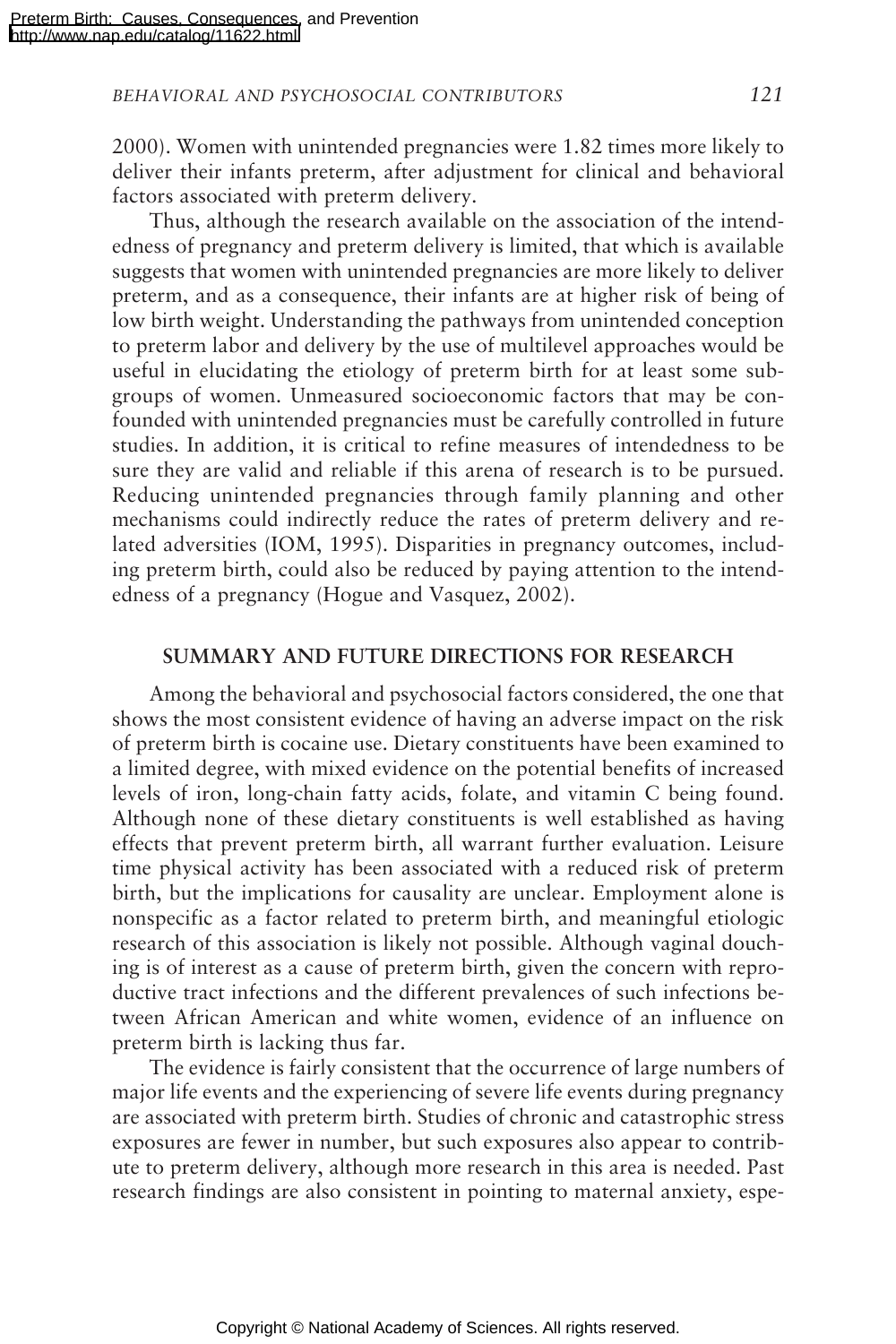2000). Women with unintended pregnancies were 1.82 times more likely to deliver their infants preterm, after adjustment for clinical and behavioral factors associated with preterm delivery.

Thus, although the research available on the association of the intendedness of pregnancy and preterm delivery is limited, that which is available suggests that women with unintended pregnancies are more likely to deliver preterm, and as a consequence, their infants are at higher risk of being of low birth weight. Understanding the pathways from unintended conception to preterm labor and delivery by the use of multilevel approaches would be useful in elucidating the etiology of preterm birth for at least some subgroups of women. Unmeasured socioeconomic factors that may be confounded with unintended pregnancies must be carefully controlled in future studies. In addition, it is critical to refine measures of intendedness to be sure they are valid and reliable if this arena of research is to be pursued. Reducing unintended pregnancies through family planning and other mechanisms could indirectly reduce the rates of preterm delivery and related adversities (IOM, 1995). Disparities in pregnancy outcomes, including preterm birth, could also be reduced by paying attention to the intendedness of a pregnancy (Hogue and Vasquez, 2002).

## SUMMARY AND FUTURE DIRECTIONS FOR RESEARCH

Among the behavioral and psychosocial factors considered, the one that shows the most consistent evidence of having an adverse impact on the risk of preterm birth is cocaine use. Dietary constituents have been examined to a limited degree, with mixed evidence on the potential benefits of increased levels of iron, long-chain fatty acids, folate, and vitamin C being found. Although none of these dietary constituents is well established as having effects that prevent preterm birth, all warrant further evaluation. Leisure time physical activity has been associated with a reduced risk of preterm birth, but the implications for causality are unclear. Employment alone is nonspecific as a factor related to preterm birth, and meaningful etiologic research of this association is likely not possible. Although vaginal douching is of interest as a cause of preterm birth, given the concern with reproductive tract infections and the different prevalences of such infections between African American and white women, evidence of an influence on preterm birth is lacking thus far.

The evidence is fairly consistent that the occurrence of large numbers of major life events and the experiencing of severe life events during pregnancy are associated with preterm birth. Studies of chronic and catastrophic stress exposures are fewer in number, but such exposures also appear to contribute to preterm delivery, although more research in this area is needed. Past research findings are also consistent in pointing to maternal anxiety, espe-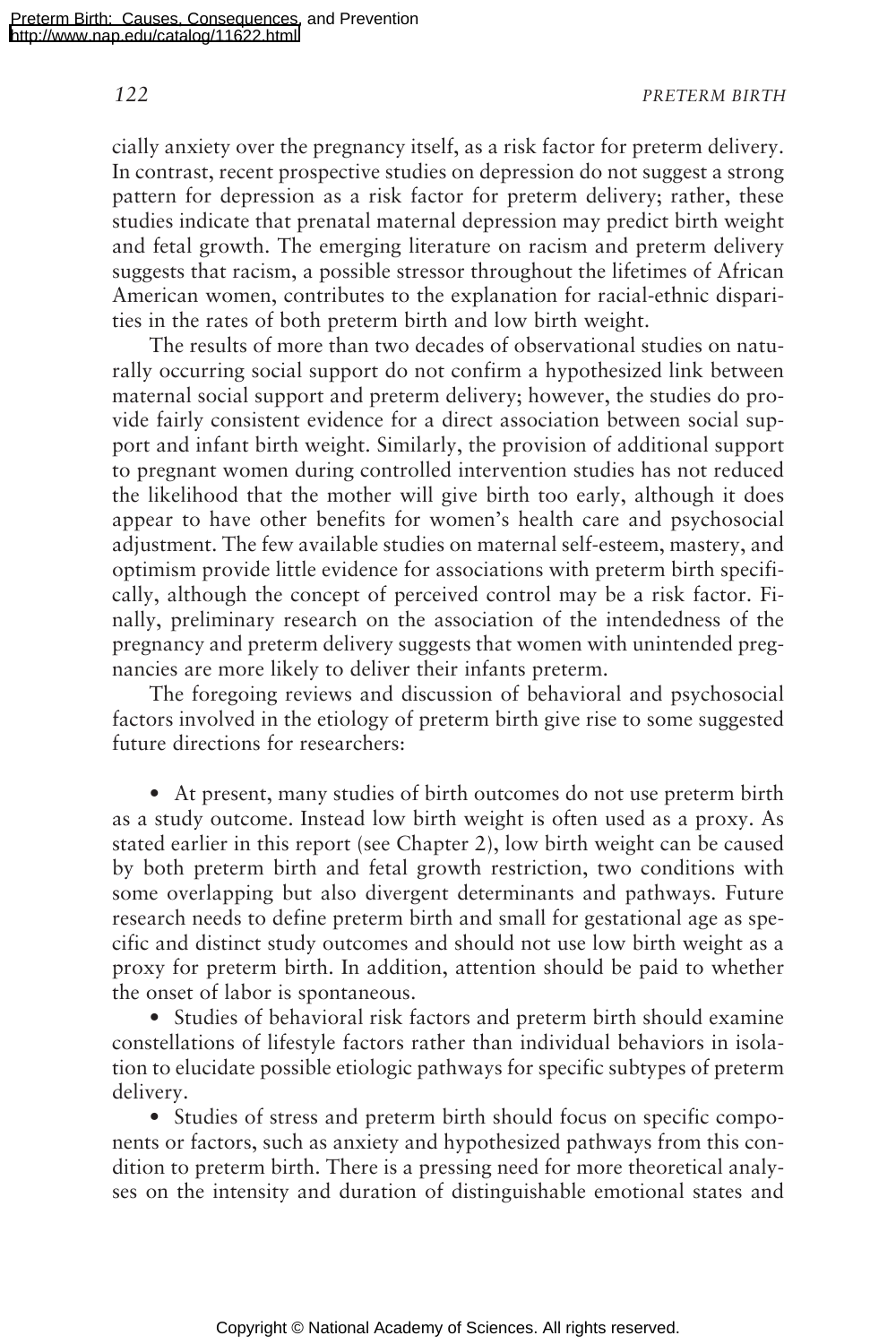cially anxiety over the pregnancy itself, as a risk factor for preterm delivery. In contrast, recent prospective studies on depression do not suggest a strong pattern for depression as a risk factor for preterm delivery; rather, these studies indicate that prenatal maternal depression may predict birth weight and fetal growth. The emerging literature on racism and preterm delivery suggests that racism, a possible stressor throughout the lifetimes of African American women, contributes to the explanation for racial-ethnic disparities in the rates of both preterm birth and low birth weight.

The results of more than two decades of observational studies on naturally occurring social support do not confirm a hypothesized link between maternal social support and preterm delivery; however, the studies do provide fairly consistent evidence for a direct association between social support and infant birth weight. Similarly, the provision of additional support to pregnant women during controlled intervention studies has not reduced the likelihood that the mother will give birth too early, although it does appear to have other benefits for women's health care and psychosocial adjustment. The few available studies on maternal self-esteem, mastery, and optimism provide little evidence for associations with preterm birth specifically, although the concept of perceived control may be a risk factor. Finally, preliminary research on the association of the intendedness of the pregnancy and preterm delivery suggests that women with unintended pregnancies are more likely to deliver their infants preterm.

The foregoing reviews and discussion of behavioral and psychosocial factors involved in the etiology of preterm birth give rise to some suggested future directions for researchers:

- At present, many studies of birth outcomes do not use preterm birth as a study outcome. Instead low birth weight is often used as a proxy. As stated earlier in this report (see Chapter 2), low birth weight can be caused by both preterm birth and fetal growth restriction, two conditions with some overlapping but also divergent determinants and pathways. Future research needs to define preterm birth and small for gestational age as specific and distinct study outcomes and should not use low birth weight as a proxy for preterm birth. In addition, attention should be paid to whether the onset of labor is spontaneous.
- Studies of behavioral risk factors and preterm birth should examine constellations of lifestyle factors rather than individual behaviors in isolation to elucidate possible etiologic pathways for specific subtypes of preterm delivery.
- Studies of stress and preterm birth should focus on specific components or factors, such as anxiety and hypothesized pathways from this condition to preterm birth. There is a pressing need for more theoretical analyses on the intensity and duration of distinguishable emotional states and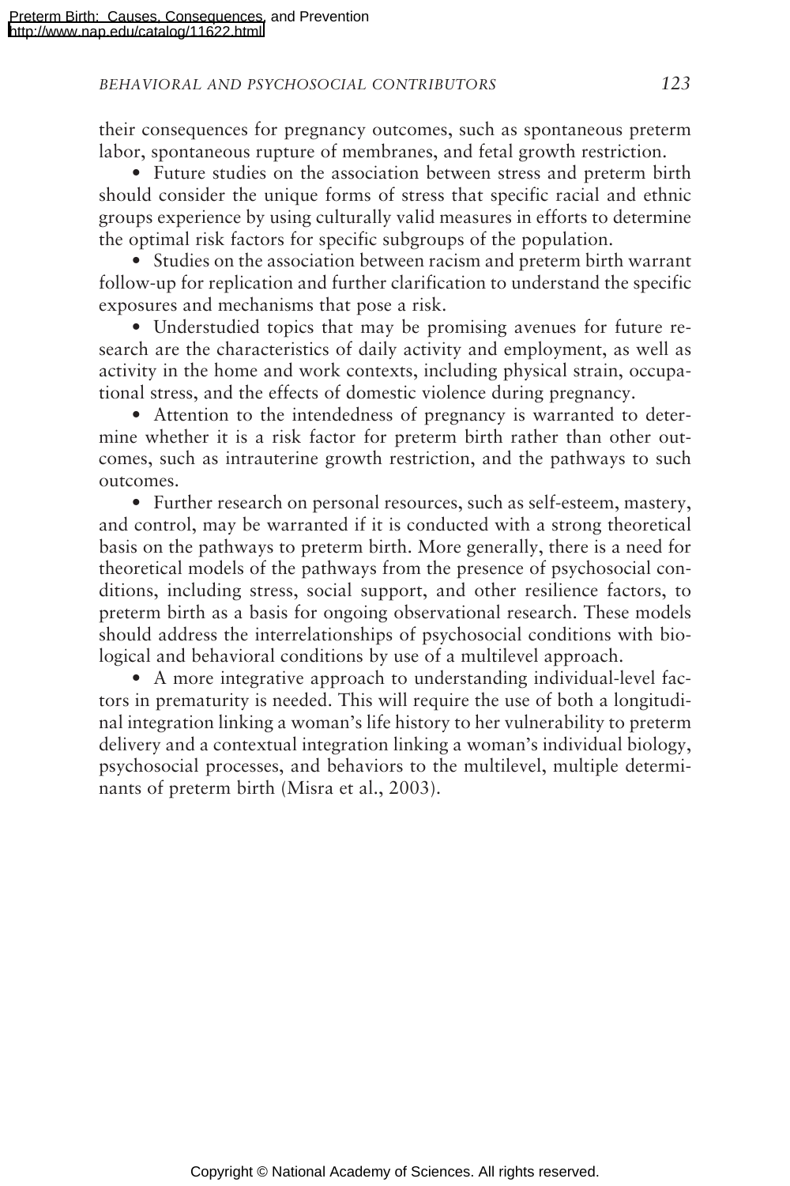their consequences for pregnancy outcomes, such as spontaneous preterm labor, spontaneous rupture of membranes, and fetal growth restriction.

- Future studies on the association between stress and preterm birth should consider the unique forms of stress that specific racial and ethnic groups experience by using culturally valid measures in efforts to determine the optimal risk factors for specific subgroups of the population.
- Studies on the association between racism and preterm birth warrant follow-up for replication and further clarification to understand the specific exposures and mechanisms that pose a risk.
- Understudied topics that may be promising avenues for future research are the characteristics of daily activity and employment, as well as activity in the home and work contexts, including physical strain, occupational stress, and the effects of domestic violence during pregnancy.
- Attention to the intendedness of pregnancy is warranted to determine whether it is a risk factor for preterm birth rather than other outcomes, such as intrauterine growth restriction, and the pathways to such outcomes.
- Further research on personal resources, such as self-esteem, mastery, and control, may be warranted if it is conducted with a strong theoretical basis on the pathways to preterm birth. More generally, there is a need for theoretical models of the pathways from the presence of psychosocial conditions, including stress, social support, and other resilience factors, to preterm birth as a basis for ongoing observational research. These models should address the interrelationships of psychosocial conditions with biological and behavioral conditions by use of a multilevel approach.
- A more integrative approach to understanding individual-level factors in prematurity is needed. This will require the use of both a longitudinal integration linking a woman's life history to her vulnerability to preterm delivery and a contextual integration linking a woman's individual biology, psychosocial processes, and behaviors to the multilevel, multiple determinants of preterm birth (Misra et al., 2003).